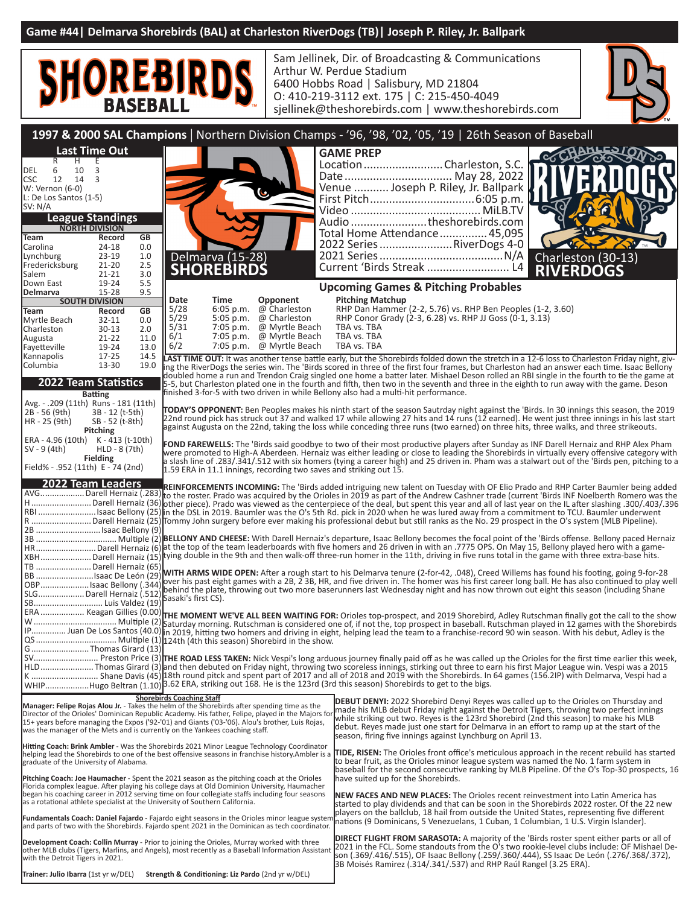# Game #44| Delmarva Shorebirds (BAL) at Charleston RiverDogs (TB)| Joseph P. Riley, Jr. Ballpark

**SHOREBIRDS BASEBALL**

Sam Jellinek, Dir. of Broadcasting & Communications
Arthur W. Perdue Stadium
6400 Hobbs Road | Salisbury, MD 21804
O: 410-219-3112 ext. 175 | C: 215-450-4049
sjellinek@theshorebirds.com | www.theshorebirds.com

## 1997 & 2000 SAL Champions | Northern Division Champs - '96, '98, '02, '05, '19 | 26th Season of Baseball

### Last Time Out

| | R | H | E |
|---|---|---|---|
| DEL | 6 | 10 | 3 |
| CSC | 12 | 14 | 3 |

W: Vernon (6-0)
L: De Los Santos (1-5)
SV: N/A

### League Standings

**NORTH DIVISION**

| Team | Record | GB |
|---|---|---|
| Carolina | 24-18 | 0.0 |
| Lynchburg | 23-19 | 1.0 |
| Fredericksburg | 21-20 | 2.5 |
| Salem | 21-21 | 3.0 |
| Down East | 19-24 | 5.5 |
| **Delmarva** | **15-28** | **9.5** |

**SOUTH DIVISION**

| Team | Record | GB |
|---|---|---|
| Myrtle Beach | 32-11 | 0.0 |
| Charleston | 30-13 | 2.0 |
| Augusta | 21-22 | 11.0 |
| Fayetteville | 19-24 | 13.0 |
| Kannapolis | 17-25 | 14.5 |
| Columbia | 13-30 | 19.0 |

### 2022 Team Statistics

**Batting**
Avg. - .209 (11th) Runs - 181 (11th)
2B - 56 (9th) 3B - 12 (t-5th)
HR - 25 (9th) SB - 52 (t-8th)

**Pitching**
ERA - 4.96 (10th) K - 413 (t-10th)
SV - 9 (4th) HLD - 8 (7th)

**Fielding**
Field% - .952 (11th) E - 74 (2nd)

### 2022 Team Leaders

| | |
|---|---|
| AVG | Darell Hernaiz (.283) |
| H | Darell Hernaiz (36) |
| RBI | Isaac Bellony (25) |
| R | Darell Hernaiz (25) |
| 2B | Isaac Bellony (9) |
| 3B | Multiple (2) |
| HR | Darell Hernaiz (6) |
| XBH | Darell Hernaiz (15) |
| TB | Darell Hernaiz (65) |
| BB | Isaac De León (29) |
| OBP | Isaac Bellony (.344) |
| SLG | Darell Hernaiz (.512) |
| SB | Luis Valdez (19) |
| ERA | Keagan Gillies (0.00) |
| W | Multiple (2) |
| IP | Juan De Los Santos (40.0) |
| QS | Multiple (1) |
| G | Thomas Girard (13) |
| SV | Preston Price (3) |
| HLD | Thomas Girard (3) |
| K | Shane Davis (45) |
| WHIP | Hugo Beltran (1.10) |

Delmarva (15-28) **SHOREBIRDS**

### GAME PREP

Location ......................... Charleston, S.C.
Date ................................. May 28, 2022
Venue ........... Joseph P. Riley, Jr. Ballpark
First Pitch ................................ 6:05 p.m.
Video ......................................... MiLB.TV
Audio ........................ theshorebirds.com
Total Home Attendance .............. 45,095
2022 Series ...................... RiverDogs 4-0
2021 Series ......................................... N/A
Current 'Birds Streak .......................... L4

Charleston (30-13) **RIVERDOGS**

### Upcoming Games & Pitching Probables

| Date | Time | Opponent | Pitching Matchup |
|---|---|---|---|
| 5/28 | 6:05 p.m. | @ Charleston | RHP Dan Hammer (2-2, 5.76) vs. RHP Ben Peoples (1-2, 3.60) |
| 5/29 | 5:05 p.m. | @ Charleston | RHP Conor Grady (2-3, 6.28) vs. RHP JJ Goss (0-1, 3.13) |
| 5/31 | 7:05 p.m. | @ Myrtle Beach | TBA vs. TBA |
| 6/1 | 7:05 p.m. | @ Myrtle Beach | TBA vs. TBA |
| 6/2 | 7:05 p.m. | @ Myrtle Beach | TBA vs. TBA |

**LAST TIME OUT:** It was another tense battle early, but the Shorebirds folded down the stretch in a 12-6 loss to Charleston Friday night, giving the RiverDogs the series win. The 'Birds scored in three of the first four frames, but Charleston had an answer each time. Isaac Bellony doubled home a run and Trendon Craig singled one home a batter later. Mishael Deson rolled an RBI single in the fourth to tie the game at 5-5, but Charleston plated one in the fourth and fifth, then two in the seventh and three in the eighth to run away with the game. Deson finished 3-for-5 with two driven in while Bellony also had a multi-hit performance.

**TODAY'S OPPONENT:** Ben Peoples makes his ninth start of the season Sautrday night against the 'Birds. In 30 innings this season, the 2019 22nd round pick has struck out 37 and walked 17 while allowing 27 hits and 14 runs (12 earned). He went just three innings in his last start against Augusta on the 22nd, taking the loss while conceding three runs (two earned) on three hits, three walks, and three strikeouts.

**FOND FAREWELLS:** The 'Birds said goodbye to two of their most productive players after Sunday as INF Darell Hernaiz and RHP Alex Pham were promoted to High-A Aberdeen. Hernaiz was either leading or close to leading the Shorebirds in virtually every offensive category with a slash line of .283/.341/.512 with six homers (tying a career high) and 25 driven in. Pham was a stalwart out of the 'Birds pen, pitching to a 1.59 ERA in 11.1 innings, recording two saves and striking out 15.

**REINFORCEMENTS INCOMING:** The 'Birds added intriguing new talent on Tuesday with OF Elio Prado and RHP Carter Baumler being added to the roster. Prado was acquired by the Orioles in 2019 as part of the Andrew Cashner trade (current 'Birds INF Noelberth Romero was the other piece). Prado was viewed as the centerpiece of the deal, but spent this year and all of last year on the IL after slashing .300/.403/.396 in the DSL in 2019. Baumler was the O's 5th Rd. pick in 2020 when he was lured away from a commitment to TCU. Baumler underwent Tommy John surgery before ever making his professional debut but still ranks as the No. 29 prospect in the O's system (MLB Pipeline).

**BELLONY AND CHEESE:** With Darell Hernaiz's departure, Isaac Bellony becomes the focal point of the 'Birds offense. Bellony paced Hernaiz at the top of the team leaderboards with five homers and 26 driven in with an .7775 OPS. On May 15, Bellony played hero with a game-tying double in the 9th and then walk-off three-run homer in the 11th, driving in five runs total in the game with three extra-base hits.

**WITH ARMS WIDE OPEN:** After a rough start to his Delmarva tenure (2-for-42, .048), Creed Willems has found his footing, going 9-for-28 over his past eight games with a 2B, 2 3B, HR, and five driven in. The homer was his first career long ball. He has also continued to play well behind the plate, throwing out two more baserunners last Wednesday night and has now thrown out eight this season (including Shane Sasaki's first CS).

**THE MOMENT WE'VE ALL BEEN WAITING FOR:** Orioles top-prospect, and 2019 Shorebird, Adley Rutschman finally got the call to the show Saturday morning. Rutschman is considered one of, if not the, top prospect in baseball. Rutschman played in 12 games with the Shorebirds in 2019, hitting two homers and driving in eight, helping lead the team to a franchise-record 90 win season. With his debut, Adley is the 124th (4th this season) Shorebird in the show.

**THE ROAD LESS TAKEN:** Nick Vespi's long arduous journey finally paid off as he was called up the Orioles for the first time earlier this week, and then debuted on Friday night, throwing two scoreless innings, striking out three to earn his first Major League win. Vespi was a 2015 18th round pitck and spent part of 2017 and all of 2018 and 2019 with the Shorebirds. In 64 games (156.2IP) with Delmarva, Vespi had a 3.62 ERA, striking out 168. He is the 123rd (3rd this season) Shorebirds to get to the bigs.

### Shorebirds Coaching Staff

**Manager: Felipe Rojas Alou Jr.** - Takes the helm of the Shorebirds after spending time as the Director of the Orioles' Dominican Republic Academy. His father, Felipe, played in the Majors for 15+ years before managing the Expos ('92-'01) and Giants ('03-'06). Alou's brother, Luis Rojas, was the manager of the Mets and is currently on the Yankees coaching staff.

**Hitting Coach: Brink Ambler** - Was the Shorebirds 2021 Minor League Technology Coordinator helping lead the Shorebirds to one of the best offensive seasons in franchise history. Ambler is a graduate of the University of Alabama.

**Pitching Coach: Joe Haumacher** - Spent the 2021 season as the pitching coach at the Orioles Florida complex league. After playing his college days at Old Dominion University, Haumacher began his coaching career in 2012 serving time on four collegiate staffs including four seasons as a rotational athlete specialist at the University of Southern California.

**Fundamentals Coach: Daniel Fajardo** - Fajardo eight seasons in the Orioles minor league system and parts of two with the Shorebirds. Fajardo spent 2021 in the Dominican as tech coordinator.

**Development Coach: Collin Murray** - Prior to joining the Orioles, Murray worked with three other MLB clubs (Tigers, Marlins, and Angels), most recently as a Baseball Information Assistant with the Detroit Tigers in 2021.

**Trainer: Julio Ibarra** (1st yr w/DEL) **Strength & Conditioning: Liz Pardo** (2nd yr w/DEL)

**DEBUT DENYI:** 2022 Shorebird Denyi Reyes was called up to the Orioles on Thursday and made his MLB debut Friday night against the Detroit Tigers, throwing two perfect innings while striking out two. Reyes is the 123rd Shorebird (2nd this season) to make his MLB debut. Reyes made just one start for Delmarva in an effort to ramp up at the start of the season, firing five innings against Lynchburg on April 13.

**TIDE, RISEN:** The Orioles front office's meticulous approach in the recent rebuild has started to bear fruit, as the Orioles minor league system was named the No. 1 farm system in baseball for the second consecutive ranking by MLB Pipeline. Of the O's Top-30 prospects, 16 have suited up for the Shorebirds.

**NEW FACES AND NEW PLACES:** The Orioles recent reinvestment into Latin America has started to play dividends and that can be soon in the Shorebirds 2022 roster. Of the 22 new players on the ballclub, 18 hail from outside the United States, representing five different nations (9 Dominicans, 5 Venezuelans, 1 Cuban, 1 Columbian, 1 U.S. Virgin Islander).

**DIRECT FLIGHT FROM SARASOTA:** A majority of the 'Birds roster spent either parts or all of 2021 in the FCL. Some standouts from the O's two rookie-level clubs include: OF Mishael Deson (.369/.416/.515), OF Isaac Bellony (.259/.360/.444), SS Isaac De León (.276/.368/.372), 3B Moisés Ramirez (.314/.341/.537) and RHP Raúl Rangel (3.25 ERA).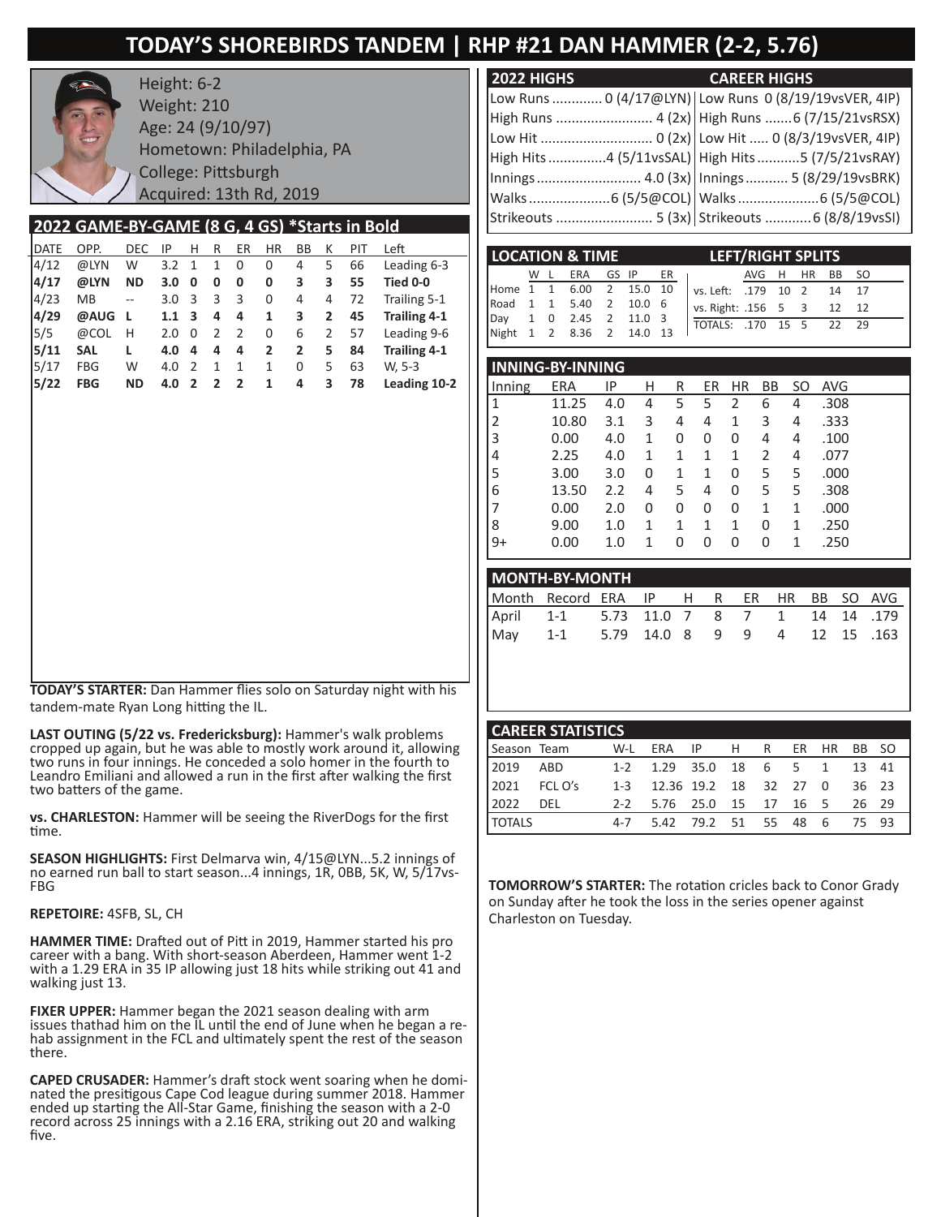# TODAY'S SHOREBIRDS TANDEM | RHP #21 DAN HAMMER (2-2, 5.76)

Height: 6-2
Weight: 210
Age: 24 (9/10/97)
Hometown: Philadelphia, PA
College: Pittsburgh
Acquired: 13th Rd, 2019

## 2022 GAME-BY-GAME (8 G, 4 GS) *Starts in Bold

| DATE | OPP. | DEC | IP | H | R | ER | HR | BB | K | PIT | Left |
|---|---|---|---|---|---|---|---|---|---|---|---|
| 4/12 | @LYN | W | 3.2 | 1 | 1 | 0 | 0 | 4 | 5 | 66 | Leading 6-3 |
| **4/17** | **@LYN** | **ND** | **3.0** | **0** | **0** | **0** | **0** | **3** | **3** | **55** | **Tied 0-0** |
| 4/23 | MB | -- | 3.0 | 3 | 3 | 3 | 0 | 4 | 4 | 72 | Trailing 5-1 |
| **4/29** | **@AUG** | **L** | **1.1** | **3** | **4** | **4** | **1** | **3** | **2** | **45** | **Trailing 4-1** |
| 5/5 | @COL | H | 2.0 | 0 | 2 | 2 | 0 | 6 | 2 | 57 | Leading 9-6 |
| **5/11** | **SAL** | **L** | **4.0** | **4** | **4** | **4** | **2** | **2** | **5** | **84** | **Trailing 4-1** |
| 5/17 | FBG | W | 4.0 | 2 | 1 | 1 | 1 | 0 | 5 | 63 | W, 5-3 |
| **5/22** | **FBG** | **ND** | **4.0** | **2** | **2** | **2** | **1** | **4** | **3** | **78** | **Leading 10-2** |

| 2022 HIGHS | CAREER HIGHS |
|---|---|
| Low Runs ............. 0 (4/17@LYN) | Low Runs 0 (8/19/19vsVER, 4IP) |
| High Runs ......................... 4 (2x) | High Runs .......6 (7/15/21vsRSX) |
| Low Hit ............................. 0 (2x) | Low Hit ..... 0 (8/3/19vsVER, 4IP) |
| High Hits ...............4 (5/11vsSAL) | High Hits ...........5 (7/5/21vsRAY) |
| Innings ........................... 4.0 (3x) | Innings ........... 5 (8/29/19vsBRK) |
| Walks .....................6 (5/5@COL) | Walks .....................6 (5/5@COL) |
| Strikeouts ......................... 5 (3x) | Strikeouts ............6 (8/8/19vsSI) |

## LOCATION & TIME

| | W | L | ERA | GS | IP | ER |
|---|---|---|---|---|---|---|
| Home | 1 | 1 | 6.00 | 2 | 15.0 | 10 |
| Road | 1 | 1 | 5.40 | 2 | 10.0 | 6 |
| Day | 1 | 0 | 2.45 | 2 | 11.0 | 3 |
| Night | 1 | 2 | 8.36 | 2 | 14.0 | 13 |

## LEFT/RIGHT SPLITS

| | AVG | H | HR | BB | SO |
|---|---|---|---|---|---|
| vs. Left: | .179 | 10 | 2 | 14 | 17 |
| vs. Right: | .156 | 5 | 3 | 12 | 12 |
| TOTALS: | .170 | 15 | 5 | 22 | 29 |

## INNING-BY-INNING

| Inning | ERA | IP | H | R | ER | HR | BB | SO | AVG |
|---|---|---|---|---|---|---|---|---|---|
| 1 | 11.25 | 4.0 | 4 | 5 | 5 | 2 | 6 | 4 | .308 |
| 2 | 10.80 | 3.1 | 3 | 4 | 4 | 1 | 3 | 4 | .333 |
| 3 | 0.00 | 4.0 | 1 | 0 | 0 | 0 | 4 | 4 | .100 |
| 4 | 2.25 | 4.0 | 1 | 1 | 1 | 1 | 2 | 4 | .077 |
| 5 | 3.00 | 3.0 | 0 | 1 | 1 | 0 | 5 | 5 | .000 |
| 6 | 13.50 | 2.2 | 4 | 5 | 4 | 0 | 5 | 5 | .308 |
| 7 | 0.00 | 2.0 | 0 | 0 | 0 | 0 | 1 | 1 | .000 |
| 8 | 9.00 | 1.0 | 1 | 1 | 1 | 1 | 0 | 1 | .250 |
| 9+ | 0.00 | 1.0 | 1 | 0 | 0 | 0 | 0 | 1 | .250 |

## MONTH-BY-MONTH

| Month | Record | ERA | IP | H | R | ER | HR | BB | SO | AVG |
|---|---|---|---|---|---|---|---|---|---|---|
| April | 1-1 | 5.73 | 11.0 | 7 | 8 | 7 | 1 | 14 | 14 | .179 |
| May | 1-1 | 5.79 | 14.0 | 8 | 9 | 9 | 4 | 12 | 15 | .163 |

## CAREER STATISTICS

| Season | Team | W-L | ERA | IP | H | R | ER | HR | BB | SO |
|---|---|---|---|---|---|---|---|---|---|---|
| 2019 | ABD | 1-2 | 1.29 | 35.0 | 18 | 6 | 5 | 1 | 13 | 41 |
| 2021 | FCL O's | 1-3 | 12.36 | 19.2 | 18 | 32 | 27 | 0 | 36 | 23 |
| 2022 | DEL | 2-2 | 5.76 | 25.0 | 15 | 17 | 16 | 5 | 26 | 29 |
| TOTALS | | 4-7 | 5.42 | 79.2 | 51 | 55 | 48 | 6 | 75 | 93 |

**TODAY'S STARTER:** Dan Hammer flies solo on Saturday night with his tandem-mate Ryan Long hitting the IL.

**LAST OUTING (5/22 vs. Fredericksburg):** Hammer's walk problems cropped up again, but he was able to mostly work around it, allowing two runs in four innings. He conceded a solo homer in the fourth to Leandro Emiliani and allowed a run in the first after walking the first two batters of the game.

**vs. CHARLESTON:** Hammer will be seeing the RiverDogs for the first time.

**SEASON HIGHLIGHTS:** First Delmarva win, 4/15@LYN...5.2 innings of no earned run ball to start season...4 innings, 1R, 0BB, 5K, W, 5/17vs-FBG

**REPETOIRE:** 4SFB, SL, CH

**HAMMER TIME:** Drafted out of Pitt in 2019, Hammer started his pro career with a bang. With short-season Aberdeen, Hammer went 1-2 with a 1.29 ERA in 35 IP allowing just 18 hits while striking out 41 and walking just 13.

**FIXER UPPER:** Hammer began the 2021 season dealing with arm issues thathad him on the IL until the end of June when he began a re-hab assignment in the FCL and ultimately spent the rest of the season there.

**CAPED CRUSADER:** Hammer's draft stock went soaring when he dominated the presitigous Cape Cod league during summer 2018. Hammer ended up starting the All-Star Game, finishing the season with a 2-0 record across 25 innings with a 2.16 ERA, striking out 20 and walking five.

**TOMORROW'S STARTER:** The rotation cricles back to Conor Grady on Sunday after he took the loss in the series opener against Charleston on Tuesday.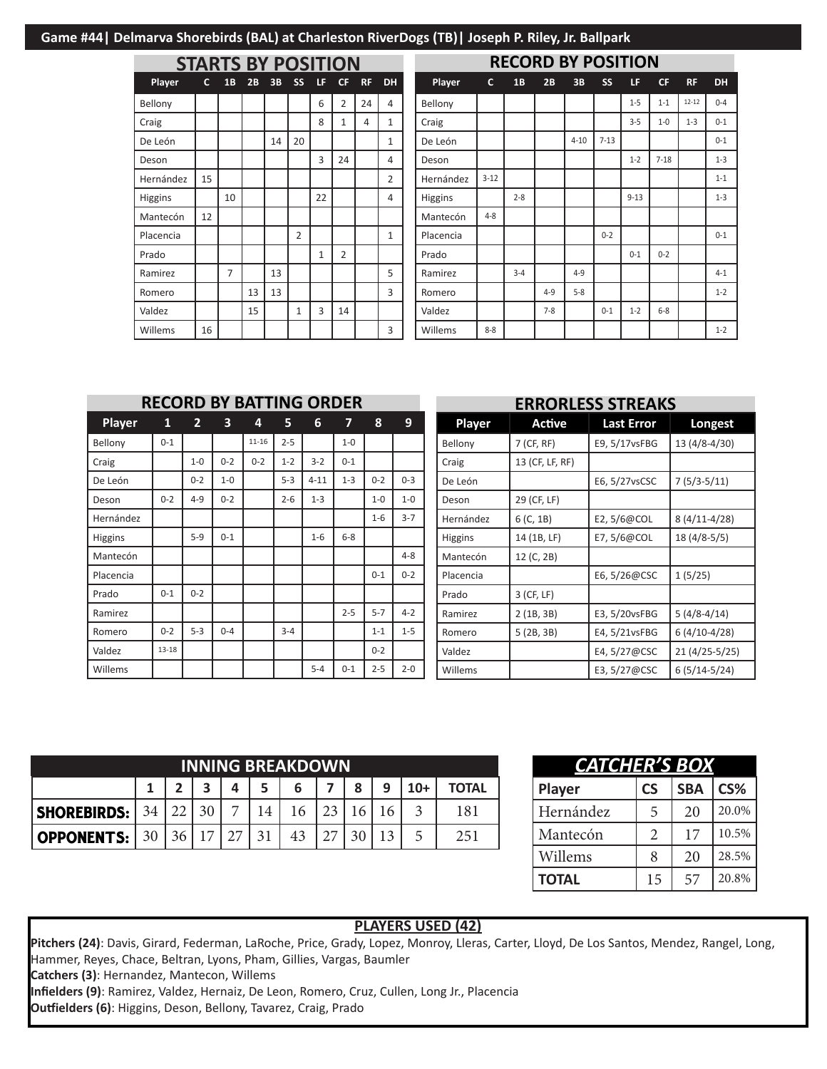## Game #44| Delmarva Shorebirds (BAL) at Charleston RiverDogs (TB)| Joseph P. Riley, Jr. Ballpark

### STARTS BY POSITION

| Player | C | 1B | 2B | 3B | SS | LF | CF | RF | DH |
|---|---|---|---|---|---|---|---|---|---|
| Bellony | | | | | | 6 | 2 | 24 | 4 |
| Craig | | | | | | 8 | 1 | 4 | 1 |
| De León | | | | 14 | 20 | | | | 1 |
| Deson | | | | | | 3 | 24 | | 4 |
| Hernández | 15 | | | | | | | | 2 |
| Higgins | | 10 | | | | 22 | | | 4 |
| Mantecón | 12 | | | | | | | | |
| Placencia | | | | | 2 | | | | 1 |
| Prado | | | | | | 1 | 2 | | |
| Ramirez | | 7 | | 13 | | | | | 5 |
| Romero | | | 13 | 13 | | | | | 3 |
| Valdez | | | 15 | | 1 | 3 | 14 | | |
| Willems | 16 | | | | | | | | 3 |

### RECORD BY POSITION

| Player | C | 1B | 2B | 3B | SS | LF | CF | RF | DH |
|---|---|---|---|---|---|---|---|---|---|
| Bellony | | | | | | 1-5 | 1-1 | 12-12 | 0-4 |
| Craig | | | | | | 3-5 | 1-0 | 1-3 | 0-1 |
| De León | | | | 4-10 | 7-13 | | | | 0-1 |
| Deson | | | | | | 1-2 | 7-18 | | 1-3 |
| Hernández | 3-12 | | | | | | | | 1-1 |
| Higgins | | 2-8 | | | | 9-13 | | | 1-3 |
| Mantecón | 4-8 | | | | | | | | |
| Placencia | | | | | 0-2 | | | | 0-1 |
| Prado | | | | | | 0-1 | 0-2 | | |
| Ramirez | | 3-4 | | 4-9 | | | | | 4-1 |
| Romero | | | 4-9 | 5-8 | | | | | 1-2 |
| Valdez | | | 7-8 | | 0-1 | 1-2 | 6-8 | | |
| Willems | 8-8 | | | | | | | | 1-2 |

### RECORD BY BATTING ORDER

| Player | 1 | 2 | 3 | 4 | 5 | 6 | 7 | 8 | 9 |
|---|---|---|---|---|---|---|---|---|---|
| Bellony | 0-1 | | | 11-16 | 2-5 | | 1-0 | | |
| Craig | | 1-0 | 0-2 | 0-2 | 1-2 | 3-2 | 0-1 | | |
| De León | | 0-2 | 1-0 | | 5-3 | 4-11 | 1-3 | 0-2 | 0-3 |
| Deson | 0-2 | 4-9 | 0-2 | | 2-6 | 1-3 | | 1-0 | 1-0 |
| Hernández | | | | | | | | 1-6 | 3-7 |
| Higgins | | 5-9 | 0-1 | | | 1-6 | 6-8 | | |
| Mantecón | | | | | | | | | 4-8 |
| Placencia | | | | | | | | 0-1 | 0-2 |
| Prado | 0-1 | 0-2 | | | | | | | |
| Ramirez | | | | | | | 2-5 | 5-7 | 4-2 |
| Romero | 0-2 | 5-3 | 0-4 | | 3-4 | | | 1-1 | 1-5 |
| Valdez | 13-18 | | | | | | | 0-2 | |
| Willems | | | | | | 5-4 | 0-1 | 2-5 | 2-0 |

### ERRORLESS STREAKS

| Player | Active | Last Error | Longest |
|---|---|---|---|
| Bellony | 7 (CF, RF) | E9, 5/17vsFBG | 13 (4/8-4/30) |
| Craig | 13 (CF, LF, RF) | | |
| De León | | E6, 5/27vsCSC | 7 (5/3-5/11) |
| Deson | 29 (CF, LF) | | |
| Hernández | 6 (C, 1B) | E2, 5/6@COL | 8 (4/11-4/28) |
| Higgins | 14 (1B, LF) | E7, 5/6@COL | 18 (4/8-5/5) |
| Mantecón | 12 (C, 2B) | | |
| Placencia | | E6, 5/26@CSC | 1 (5/25) |
| Prado | 3 (CF, LF) | | |
| Ramirez | 2 (1B, 3B) | E3, 5/20vsFBG | 5 (4/8-4/14) |
| Romero | 5 (2B, 3B) | E4, 5/21vsFBG | 6 (4/10-4/28) |
| Valdez | | E4, 5/27@CSC | 21 (4/25-5/25) |
| Willems | | E3, 5/27@CSC | 6 (5/14-5/24) |

### INNING BREAKDOWN

| | 1 | 2 | 3 | 4 | 5 | 6 | 7 | 8 | 9 | 10+ | TOTAL |
|---|---|---|---|---|---|---|---|---|---|---|---|
| **SHOREBIRDS:** | 34 | 22 | 30 | 7 | 14 | 16 | 23 | 16 | 16 | 3 | 181 |
| **OPPONENTS:** | 30 | 36 | 17 | 27 | 31 | 43 | 27 | 30 | 13 | 5 | 251 |

### *CATCHER'S BOX*

| Player | CS | SBA | CS% |
|---|---|---|---|
| Hernández | 5 | 20 | 20.0% |
| Mantecón | 2 | 17 | 10.5% |
| Willems | 8 | 20 | 28.5% |
| **TOTAL** | 15 | 57 | 20.8% |

### PLAYERS USED (42)

**Pitchers (24)**: Davis, Girard, Federman, LaRoche, Price, Grady, Lopez, Monroy, Lleras, Carter, Lloyd, De Los Santos, Mendez, Rangel, Long, Hammer, Reyes, Chace, Beltran, Lyons, Pham, Gillies, Vargas, Baumler

**Catchers (3)**: Hernandez, Mantecon, Willems

**Infielders (9)**: Ramirez, Valdez, Hernaiz, De Leon, Romero, Cruz, Cullen, Long Jr., Placencia

**Outfielders (6)**: Higgins, Deson, Bellony, Tavarez, Craig, Prado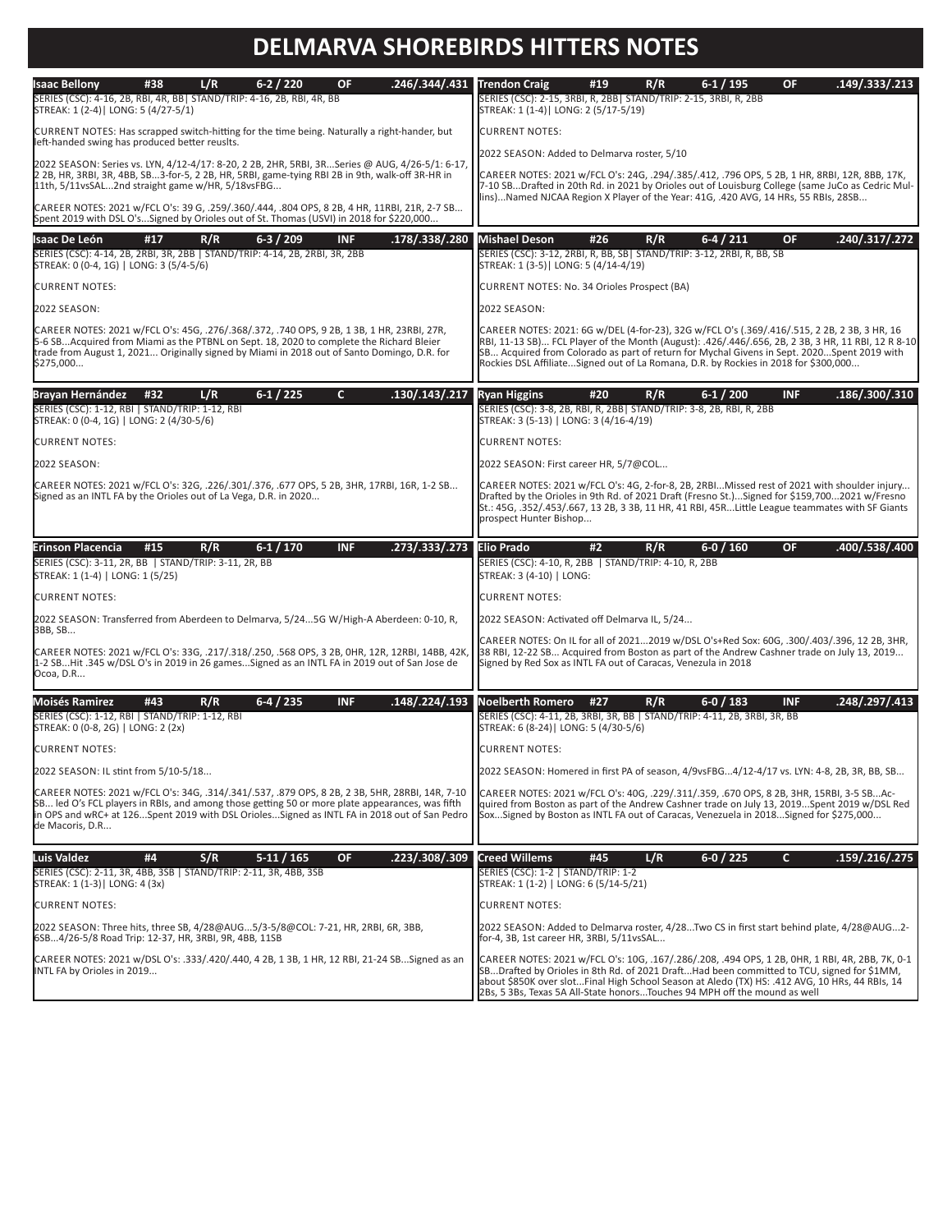# DELMARVA SHOREBIRDS HITTERS NOTES

**Isaac Bellony** | #38 | L/R | 6-2 / 220 | OF | .246/.344/.431

SERIES (CSC): 4-16, 2B, RBI, 4R, BB| STAND/TRIP: 4-16, 2B, RBI, 4R, BB
STREAK: 1 (2-4)| LONG: 5 (4/27-5/1)

CURRENT NOTES: Has scrapped switch-hitting for the time being. Naturally a right-hander, but left-handed swing has produced better reuslts.

2022 SEASON: Series vs. LYN, 4/12-4/17: 8-20, 2 2B, 2HR, 5RBI, 3R...Series @ AUG, 4/26-5/1: 6-17, 2 2B, HR, 3RBI, 3R, 4BB, SB...3-for-5, 2 2B, HR, 5RBI, game-tying RBI 2B in 9th, walk-off 3R-HR in 11th, 5/11vsSAL...2nd straight game w/HR, 5/18vsFBG...

CAREER NOTES: 2021 w/FCL O's: 39 G, .259/.360/.444, .804 OPS, 8 2B, 4 HR, 11RBI, 21R, 2-7 SB... Spent 2019 with DSL O's...Signed by Orioles out of St. Thomas (USVI) in 2018 for $220,000...

**Trendon Craig** | #19 | R/R | 6-1 / 195 | OF | .149/.333/.213

SERIES (CSC): 2-15, 3RBI, R, 2BB| STAND/TRIP: 2-15, 3RBI, R, 2BB
STREAK: 1 (1-4)| LONG: 2 (5/17-5/19)

CURRENT NOTES:

2022 SEASON: Added to Delmarva roster, 5/10

CAREER NOTES: 2021 w/FCL O's: 24G, .294/.385/.412, .796 OPS, 5 2B, 1 HR, 8RBI, 12R, 8BB, 17K, 7-10 SB...Drafted in 20th Rd. in 2021 by Orioles out of Louisburg College (same JuCo as Cedric Mullins)...Named NJCAA Region X Player of the Year: 41G, .420 AVG, 14 HRs, 55 RBIs, 28SB...

**Isaac De León** | #17 | R/R | 6-3 / 209 | INF | .178/.338/.280

SERIES (CSC): 4-14, 2B, 2RBI, 3R, 2BB | STAND/TRIP: 4-14, 2B, 2RBI, 3R, 2BB
STREAK: 0 (0-4, 1G) | LONG: 3 (5/4-5/6)

CURRENT NOTES:

2022 SEASON:

CAREER NOTES: 2021 w/FCL O's: 45G, .276/.368/.372, .740 OPS, 9 2B, 1 3B, 1 HR, 23RBI, 27R, 5-6 SB...Acquired from Miami as the PTBNL on Sept. 18, 2020 to complete the Richard Bleier trade from August 1, 2021... Originally signed by Miami in 2018 out of Santo Domingo, D.R. for $275,000...

**Mishael Deson** | #26 | R/R | 6-4 / 211 | OF | .240/.317/.272

SERIES (CSC): 3-12, 2RBI, R, BB, SB| STAND/TRIP: 3-12, 2RBI, R, BB, SB
STREAK: 1 (3-5)| LONG: 5 (4/14-4/19)

CURRENT NOTES: No. 34 Orioles Prospect (BA)

2022 SEASON:

CAREER NOTES: 2021: 6G w/DEL (4-for-23), 32G w/FCL O's (.369/.416/.515, 2 2B, 2 3B, 3 HR, 16 RBI, 11-13 SB)... FCL Player of the Month (August): .426/.446/.656, 2B, 2 3B, 3 HR, 11 RBI, 12 R 8-10 SB... Acquired from Colorado as part of return for Mychal Givens in Sept. 2020...Spent 2019 with Rockies DSL Affiliate...Signed out of La Romana, D.R. by Rockies in 2018 for $300,000...

**Brayan Hernández** | #32 | L/R | 6-1 / 225 | C | .130/.143/.217

SERIES (CSC): 1-12, RBI | STAND/TRIP: 1-12, RBI
STREAK: 0 (0-4, 1G) | LONG: 2 (4/30-5/6)

CURRENT NOTES:

2022 SEASON:

CAREER NOTES: 2021 w/FCL O's: 32G, .226/.301/.376, .677 OPS, 5 2B, 3HR, 17RBI, 16R, 1-2 SB... Signed as an INTL FA by the Orioles out of La Vega, D.R. in 2020...

**Ryan Higgins** | #20 | R/R | 6-1 / 200 | INF | .186/.300/.310

SERIES (CSC): 3-8, 2B, RBI, R, 2BB| STAND/TRIP: 3-8, 2B, RBI, R, 2BB
STREAK: 3 (5-13) | LONG: 3 (4/16-4/19)

CURRENT NOTES:

2022 SEASON: First career HR, 5/7@COL...

CAREER NOTES: 2021 w/FCL O's: 4G, 2-for-8, 2B, 2RBI...Missed rest of 2021 with shoulder injury... Drafted by the Orioles in 9th Rd. of 2021 Draft (Fresno St.)...Signed for $159,700...2021 w/Fresno St.: 45G, .352/.453/.667, 13 2B, 3 3B, 11 HR, 41 RBI, 45R...Little League teammates with SF Giants prospect Hunter Bishop...

**Erinson Placencia** | #15 | R/R | 6-1 / 170 | INF | .273/.333/.273

SERIES (CSC): 3-11, 2R, BB | STAND/TRIP: 3-11, 2R, BB
STREAK: 1 (1-4) | LONG: 1 (5/25)

CURRENT NOTES:

2022 SEASON: Transferred from Aberdeen to Delmarva, 5/24...5G W/High-A Aberdeen: 0-10, R, 3BB, SB...

CAREER NOTES: 2021 w/FCL O's: 33G, .217/.318/.250, .568 OPS, 3 2B, 0HR, 12R, 12RBI, 14BB, 42K, 1-2 SB...Hit .345 w/DSL O's in 2019 in 26 games...Signed as an INTL FA in 2019 out of San Jose de Ocoa, D.R...

**Elio Prado** | #2 | R/R | 6-0 / 160 | OF | .400/.538/.400

SERIES (CSC): 4-10, R, 2BB | STAND/TRIP: 4-10, R, 2BB
STREAK: 3 (4-10) | LONG:

CURRENT NOTES:

2022 SEASON: Activated off Delmarva IL, 5/24...

CAREER NOTES: On IL for all of 2021...2019 w/DSL O's+Red Sox: 60G, .300/.403/.396, 12 2B, 3HR, 38 RBI, 12-22 SB... Acquired from Boston as part of the Andrew Cashner trade on July 13, 2019... Signed by Red Sox as INTL FA out of Caracas, Venezula in 2018

**Moisés Ramirez** | #43 | R/R | 6-4 / 235 | INF | .148/.224/.193

SERIES (CSC): 1-12, RBI | STAND/TRIP: 1-12, RBI
STREAK: 0 (0-8, 2G) | LONG: 2 (2x)

CURRENT NOTES:

2022 SEASON: IL stint from 5/10-5/18...

CAREER NOTES: 2021 w/FCL O's: 34G, .314/.341/.537, .879 OPS, 8 2B, 2 3B, 5HR, 28RBI, 14R, 7-10 SB... led O's FCL players in RBIs, and among those getting 50 or more plate appearances, was fifth in OPS and wRC+ at 126...Spent 2019 with DSL Orioles...Signed as INTL FA in 2018 out of San Pedro de Macoris, D.R...

**Noelberth Romero** | #27 | R/R | 6-0 / 183 | INF | .248/.297/.413

SERIES (CSC): 4-11, 2B, 3RBI, 3R, BB | STAND/TRIP: 4-11, 2B, 3RBI, 3R, BB
STREAK: 6 (8-24)| LONG: 5 (4/30-5/6)

CURRENT NOTES:

2022 SEASON: Homered in first PA of season, 4/9vsFBG...4/12-4/17 vs. LYN: 4-8, 2B, 3R, BB, SB...

CAREER NOTES: 2021 w/FCL O's: 40G, .229/.311/.359, .670 OPS, 8 2B, 3HR, 15RBI, 3-5 SB...Acquired from Boston as part of the Andrew Cashner trade on July 13, 2019...Spent 2019 w/DSL Red Sox...Signed by Boston as INTL FA out of Caracas, Venezuela in 2018...Signed for $275,000...

**Luis Valdez** | #4 | S/R | 5-11 / 165 | OF | .223/.308/.309

SERIES (CSC): 2-11, 3R, 4BB, 3SB | STAND/TRIP: 2-11, 3R, 4BB, 3SB
STREAK: 1 (1-3)| LONG: 4 (3x)

CURRENT NOTES:

2022 SEASON: Three hits, three SB, 4/28@AUG...5/3-5/8@COL: 7-21, HR, 2RBI, 6R, 3BB, 6SB...4/26-5/8 Road Trip: 12-37, HR, 3RBI, 9R, 4BB, 11SB

CAREER NOTES: 2021 w/DSL O's: .333/.420/.440, 4 2B, 1 3B, 1 HR, 12 RBI, 21-24 SB...Signed as an INTL FA by Orioles in 2019...

**Creed Willems** | #45 | L/R | 6-0 / 225 | C | .159/.216/.275

SERIES (CSC): 1-2 | STAND/TRIP: 1-2
STREAK: 1 (1-2) | LONG: 6 (5/14-5/21)

CURRENT NOTES:

2022 SEASON: Added to Delmarva roster, 4/28...Two CS in first start behind plate, 4/28@AUG...2-for-4, 3B, 1st career HR, 3RBI, 5/11vsSAL...

CAREER NOTES: 2021 w/FCL O's: 10G, .167/.286/.208, .494 OPS, 1 2B, 0HR, 1 RBI, 4R, 2BB, 7K, 0-1 SB...Drafted by Orioles in 8th Rd. of 2021 Draft...Had been committed to TCU, signed for $1MM, about $850K over slot...Final High School Season at Aledo (TX) HS: .412 AVG, 10 HRs, 44 RBIs, 14 2Bs, 5 3Bs, Texas 5A All-State honors...Touches 94 MPH off the mound as well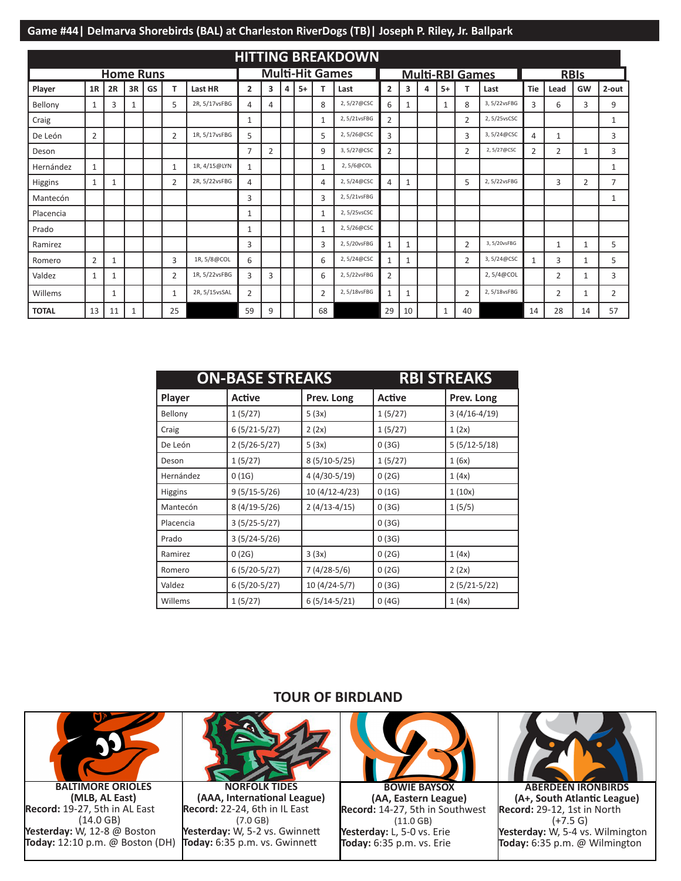## Game #44| Delmarva Shorebirds (BAL) at Charleston RiverDogs (TB)| Joseph P. Riley, Jr. Ballpark

### HITTING BREAKDOWN

| | Home Runs | | | | | | Multi-Hit Games | | | | | | Multi-RBI Games | | | | | | RBIs | | | |
|---|---|---|---|---|---|---|---|---|---|---|---|---|---|---|---|---|---|---|---|---|---|---|
| Player | 1R | 2R | 3R | GS | T | Last HR | 2 | 3 | 4 | 5+ | T | Last | 2 | 3 | 4 | 5+ | T | Last | Tie | Lead | GW | 2-out |
| Bellony | 1 | 3 | 1 | | 5 | 2R, 5/17vsFBG | 4 | 4 | | | 8 | 2, 5/27@CSC | 6 | 1 | | 1 | 8 | 3, 5/22vsFBG | 3 | 6 | 3 | 9 |
| Craig | | | | | | | 1 | | | | 1 | 2, 5/21vsFBG | 2 | | | | 2 | 2, 5/25vsCSC | | | | 1 |
| De León | 2 | | | | 2 | 1R, 5/17vsFBG | 5 | | | | 5 | 2, 5/26@CSC | 3 | | | | 3 | 3, 5/24@CSC | 4 | 1 | | 3 |
| Deson | | | | | | | 7 | 2 | | | 9 | 3, 5/27@CSC | 2 | | | | 2 | 2, 5/27@CSC | 2 | 2 | 1 | 3 |
| Hernández | 1 | | | | 1 | 1R, 4/15@LYN | 1 | | | | 1 | 2, 5/6@COL | | | | | | | | | | 1 |
| Higgins | 1 | 1 | | | 2 | 2R, 5/22vsFBG | 4 | | | | 4 | 2, 5/24@CSC | 4 | 1 | | | 5 | 2, 5/22vsFBG | | 3 | 2 | 7 |
| Mantecón | | | | | | | 3 | | | | 3 | 2, 5/21vsFBG | | | | | | | | | | 1 |
| Placencia | | | | | | | 1 | | | | 1 | 2, 5/25vsCSC | | | | | | | | | | |
| Prado | | | | | | | 1 | | | | 1 | 2, 5/26@CSC | | | | | | | | | | |
| Ramirez | | | | | | | 3 | | | | 3 | 2, 5/20vsFBG | 1 | 1 | | | 2 | 3, 5/20vsFBG | | 1 | 1 | 5 |
| Romero | 2 | 1 | | | 3 | 1R, 5/8@COL | 6 | | | | 6 | 2, 5/24@CSC | 1 | 1 | | | 2 | 3, 5/24@CSC | 1 | 3 | 1 | 5 |
| Valdez | 1 | 1 | | | 2 | 1R, 5/22vsFBG | 3 | 3 | | | 6 | 2, 5/22vsFBG | 2 | | | | | 2, 5/4@COL | | 2 | 1 | 3 |
| Willems | | 1 | | | 1 | 2R, 5/15vsSAL | 2 | | | | 2 | 2, 5/18vsFBG | 1 | 1 | | | 2 | 2, 5/18vsFBG | | 2 | 1 | 2 |
| TOTAL | 13 | 11 | 1 | | 25 | | 59 | 9 | | | 68 | | 29 | 10 | | 1 | 40 | | 14 | 28 | 14 | 57 |

### ON-BASE STREAKS / RBI STREAKS

| | ON-BASE STREAKS | | RBI STREAKS | |
|---|---|---|---|---|
| Player | Active | Prev. Long | Active | Prev. Long |
| Bellony | 1 (5/27) | 5 (3x) | 1 (5/27) | 3 (4/16-4/19) |
| Craig | 6 (5/21-5/27) | 2 (2x) | 1 (5/27) | 1 (2x) |
| De León | 2 (5/26-5/27) | 5 (3x) | 0 (3G) | 5 (5/12-5/18) |
| Deson | 1 (5/27) | 8 (5/10-5/25) | 1 (5/27) | 1 (6x) |
| Hernández | 0 (1G) | 4 (4/30-5/19) | 0 (2G) | 1 (4x) |
| Higgins | 9 (5/15-5/26) | 10 (4/12-4/23) | 0 (1G) | 1 (10x) |
| Mantecón | 8 (4/19-5/26) | 2 (4/13-4/15) | 0 (3G) | 1 (5/5) |
| Placencia | 3 (5/25-5/27) | | 0 (3G) | |
| Prado | 3 (5/24-5/26) | | 0 (3G) | |
| Ramirez | 0 (2G) | 3 (3x) | 0 (2G) | 1 (4x) |
| Romero | 6 (5/20-5/27) | 7 (4/28-5/6) | 0 (2G) | 2 (2x) |
| Valdez | 6 (5/20-5/27) | 10 (4/24-5/7) | 0 (3G) | 2 (5/21-5/22) |
| Willems | 1 (5/27) | 6 (5/14-5/21) | 0 (4G) | 1 (4x) |

### TOUR OF BIRDLAND

**BALTIMORE ORIOLES**
**(MLB, AL East)**
**Record:** 19-27, 5th in AL East (14.0 GB)
**Yesterday:** W, 12-8 @ Boston
**Today:** 12:10 p.m. @ Boston (DH)

**NORFOLK TIDES**
**(AAA, International League)**
**Record:** 22-24, 6th in IL East (7.0 GB)
**Yesterday:** W, 5-2 vs. Gwinnett
**Today:** 6:35 p.m. vs. Gwinnett

**BOWIE BAYSOX**
**(AA, Eastern League)**
**Record:** 14-27, 5th in Southwest (11.0 GB)
**Yesterday:** L, 5-0 vs. Erie
**Today:** 6:35 p.m. vs. Erie

**ABERDEEN IRONBIRDS**
**(A+, South Atlantic League)**
**Record:** 29-12, 1st in North (+7.5 G)
**Yesterday:** W, 5-4 vs. Wilmington
**Today:** 6:35 p.m. @ Wilmington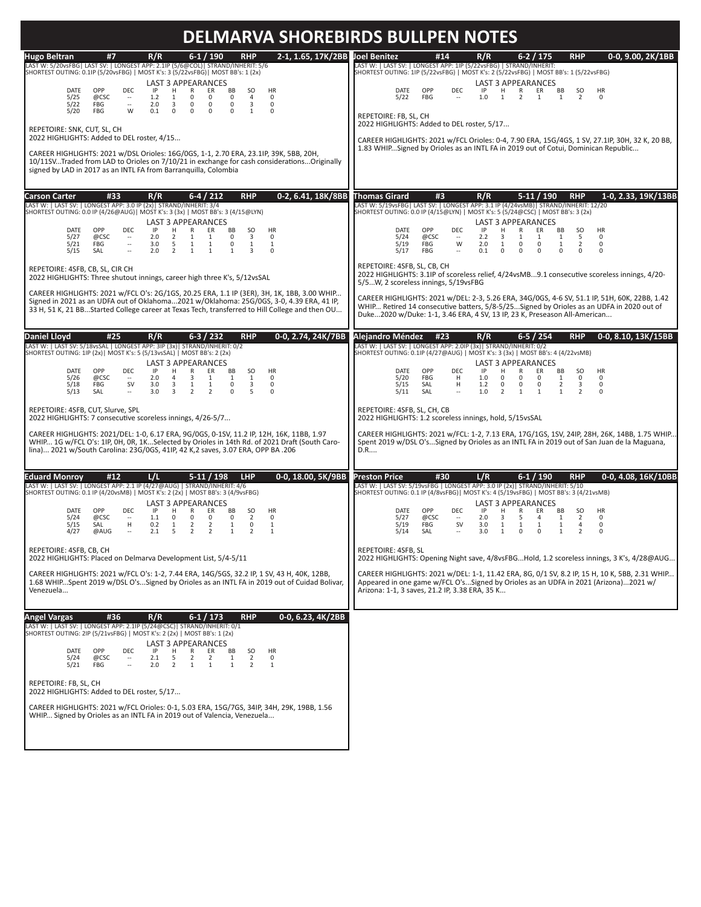# DELMARVA SHOREBIRDS BULLPEN NOTES

## Hugo Beltran — #7 — R/R — 6-1 / 190 — RHP — 2-1, 1.65, 17K/2BB

LAST W: 5/20vsFBG| LAST SV: | LONGEST APP: 2.1IP (5/6@COL)| STRAND/INHERIT: 5/6
SHORTEST OUTING: 0.1IP (5/20vsFBG) | MOST K's: 3 (5/22vsFBG)| MOST BB's: 1 (2x)

LAST 3 APPEARANCES

| DATE | OPP | DEC | IP | H | R | ER | BB | SO | HR |
|---|---|---|---|---|---|---|---|---|---|
| 5/25 | @CSC | -- | 1.2 | 1 | 0 | 0 | 0 | 4 | 0 |
| 5/22 | FBG | -- | 2.0 | 3 | 0 | 0 | 0 | 3 | 0 |
| 5/20 | FBG | W | 0.1 | 0 | 0 | 0 | 0 | 1 | 0 |

REPETOIRE: SNK, CUT, SL, CH
2022 HIGHLIGHTS: Added to DEL roster, 4/15...

CAREER HIGHLIGHTS: 2021 w/DSL Orioles: 16G/0GS, 1-1, 2.70 ERA, 23.1IP, 39K, 5BB, 20H, 10/11SV...Traded from LAD to Orioles on 7/10/21 in exchange for cash considerations...Originally signed by LAD in 2017 as an INTL FA from Barranquilla, Colombia

## Joel Benitez — #14 — R/R — 6-2 / 175 — RHP — 0-0, 9.00, 2K/1BB

LAST W: | LAST SV: | LONGEST APP: 1IP (5/22vsFBG) | STRAND/INHERIT:
SHORTEST OUTING: 1IP (5/22vsFBG) | MOST K's: 2 (5/22vsFBG) | MOST BB's: 1 (5/22vsFBG)

LAST 3 APPEARANCES

| DATE | OPP | DEC | IP | H | R | ER | BB | SO | HR |
|---|---|---|---|---|---|---|---|---|---|
| 5/22 | FBG | -- | 1.0 | 1 | 2 | 1 | 1 | 2 | 0 |

REPETOIRE: FB, SL, CH
2022 HIGHLIGHTS: Added to DEL roster, 5/17...

CAREER HIGHLIGHTS: 2021 w/FCL Orioles: 0-4, 7.90 ERA, 15G/4GS, 1 SV, 27.1IP, 30H, 32 K, 20 BB, 1.83 WHIP...Signed by Orioles as an INTL FA in 2019 out of Cotui, Dominican Republic...

## Carson Carter — #33 — R/R — 6-4 / 212 — RHP — 0-2, 6.41, 18K/8BB

LAST W: | LAST SV: | LONGEST APP: 3.0 IP (2x)| STRAND/INHERIT: 3/4
SHORTEST OUTING: 0.0 IP (4/26@AUG)| MOST K's: 3 (3x) | MOST BB's: 3 (4/15@LYN)

LAST 3 APPEARANCES

| DATE | OPP | DEC | IP | H | R | ER | BB | SO | HR |
|---|---|---|---|---|---|---|---|---|---|
| 5/27 | @CSC | -- | 2.0 | 2 | 1 | 1 | 0 | 3 | 0 |
| 5/21 | FBG | -- | 3.0 | 5 | 1 | 1 | 0 | 1 | 1 |
| 5/15 | SAL | -- | 2.0 | 2 | 1 | 1 | 1 | 3 | 0 |

REPETOIRE: 4SFB, CB, SL, CIR CH
2022 HIGHLIGHTS: Three shutout innings, career high three K's, 5/12vsSAL

CAREER HIGHLIGHTS: 2021 w/FCL O's: 2G/1GS, 20.25 ERA, 1.1 IP (3ER), 3H, 1K, 1BB, 3.00 WHIP... Signed in 2021 as an UDFA out of Oklahoma...2021 w/Oklahoma: 25G/0GS, 3-0, 4.39 ERA, 41 IP, 33 H, 51 K, 21 BB...Started College career at Texas Tech, transferred to Hill College and then OU...

## Thomas Girard — #3 — R/R — 5-11 / 190 — RHP — 1-0, 2.33, 19K/13BB

LAST W: 5/19vsFBG| LAST SV: | LONGEST APP: 3.1 IP (4/24vsMB)| STRAND/INHERIT: 12/20
SHORTEST OUTING: 0.0 IP (4/15@LYN) | MOST K's: 5 (5/24@CSC) | MOST BB's: 3 (2x)

LAST 3 APPEARANCES

| DATE | OPP | DEC | IP | H | R | ER | BB | SO | HR |
|---|---|---|---|---|---|---|---|---|---|
| 5/24 | @CSC | -- | 2.2 | 3 | 1 | 1 | 1 | 5 | 0 |
| 5/19 | FBG | W | 2.0 | 1 | 0 | 0 | 1 | 2 | 0 |
| 5/17 | FBG | -- | 0.1 | 0 | 0 | 0 | 0 | 0 | 0 |

REPETOIRE: 4SFB, SL, CB, CH
2022 HIGHLIGHTS: 3.1IP of scoreless relief, 4/24vsMB...9.1 consecutive scoreless innings, 4/20-5/5...W, 2 scoreless innings, 5/19vsFBG

CAREER HIGHLIGHTS: 2021 w/DEL: 2-3, 5.26 ERA, 34G/0GS, 4-6 SV, 51.1 IP, 51H, 60K, 22BB, 1.42 WHIP... Retired 14 consecutive batters, 5/8-5/25...Signed by Orioles as an UDFA in 2020 out of Duke...2020 w/Duke: 1-1, 3.46 ERA, 4 SV, 13 IP, 23 K, Preseason All-American...

## Daniel Lloyd — #25 — R/R — 6-3 / 232 — RHP — 0-0, 2.74, 24K/7BB

LAST W: | LAST SV: 5/18vsSAL | LONGEST APP: 3IP (3x)| STRAND/INHERIT: 0/2
SHORTEST OUTING: 1IP (2x)| MOST K's: 5 (5/13vsSAL) | MOST BB's: 2 (2x)

LAST 3 APPEARANCES

| DATE | OPP | DEC | IP | H | R | ER | BB | SO | HR |
|---|---|---|---|---|---|---|---|---|---|
| 5/26 | @CSC | -- | 2.0 | 4 | 3 | 1 | 1 | 1 | 0 |
| 5/18 | FBG | SV | 3.0 | 3 | 1 | 1 | 0 | 3 | 0 |
| 5/13 | SAL | -- | 3.0 | 3 | 2 | 2 | 0 | 5 | 0 |

REPETOIRE: 4SFB, CUT, Slurve, SPL
2022 HIGHLIGHTS: 7 consecutive scoreless innings, 4/26-5/7...

CAREER HIGHLIGHTS: 2021/DEL: 1-0, 6.17 ERA, 9G/0GS, 0-1SV, 11.2 IP, 12H, 16K, 11BB, 1.97 WHIP... 1G w/FCL O's: 1IP, 0H, 0R, 1K...Selected by Orioles in 14th Rd. of 2021 Draft (South Carolina)... 2021 w/South Carolina: 23G/0GS, 41IP, 42 K,2 saves, 3.07 ERA, OPP BA .206

## Alejandro Méndez — #23 — R/R — 6-5 / 254 — RHP — 0-0, 8.10, 13K/15BB

LAST W: | LAST SV: | LONGEST APP: 2.0IP (3x)| STRAND/INHERIT: 0/2
SHORTEST OUTING: 0.1IP (4/27@AUG) | MOST K's: 3 (3x) | MOST BB's: 4 (4/22vsMB)

LAST 3 APPEARANCES

| DATE | OPP | DEC | IP | H | R | ER | BB | SO | HR |
|---|---|---|---|---|---|---|---|---|---|
| 5/20 | FBG | H | 1.0 | 0 | 0 | 0 | 1 | 0 | 0 |
| 5/15 | SAL | H | 1.2 | 0 | 0 | 0 | 2 | 3 | 0 |
| 5/11 | SAL | -- | 1.0 | 2 | 1 | 1 | 1 | 2 | 0 |

REPETOIRE: 4SFB, SL, CH, CB
2022 HIGHLIGHTS: 1.2 scoreless innings, hold, 5/15vsSAL

CAREER HIGHLIGHTS: 2021 w/FCL: 1-2, 7.13 ERA, 17G/1GS, 1SV, 24IP, 28H, 26K, 14BB, 1.75 WHIP... Spent 2019 w/DSL O's...Signed by Orioles as an INTL FA in 2019 out of San Juan de la Maguana, D.R....

## Eduard Monroy — #12 — L/L — 5-11 / 198 — LHP — 0-0, 18.00, 5K/9BB

LAST W: | LAST SV: | LONGEST APP: 2.1 IP (4/27@AUG) | STRAND/INHERIT: 4/6
SHORTEST OUTING: 0.1 IP (4/20vsMB) | MOST K's: 2 (2x) | MOST BB's: 3 (4/9vsFBG)

LAST 3 APPEARANCES

| DATE | OPP | DEC | IP | H | R | ER | BB | SO | HR |
|---|---|---|---|---|---|---|---|---|---|
| 5/24 | @CSC | -- | 1.1 | 0 | 0 | 0 | 0 | 2 | 0 |
| 5/15 | SAL | H | 0.2 | 1 | 2 | 2 | 1 | 0 | 1 |
| 4/27 | @AUG | -- | 2.1 | 5 | 2 | 2 | 1 | 2 | 1 |

REPETOIRE: 4SFB, CB, CH
2022 HIGHLIGHTS: Placed on Delmarva Development List, 5/4-5/11

CAREER HIGHLIGHTS: 2021 w/FCL O's: 1-2, 7.44 ERA, 14G/5GS, 32.2 IP, 1 SV, 43 H, 40K, 12BB, 1.68 WHIP...Spent 2019 w/DSL O's...Signed by Orioles as an INTL FA in 2019 out of Cuidad Bolivar, Venezuela...

## Preston Price — #30 — L/R — 6-1 / 190 — RHP — 0-0, 4.08, 16K/10BB

LAST W: | LAST SV: 5/19vsFBG | LONGEST APP: 3.0 IP (2x) | STRAND/INHERIT: 5/10
SHORTEST OUTING: 0.1 IP (4/8vsFBG)| MOST K's: 4 (5/19vsFBG) | MOST BB's: 3 (4/21vsMB)

LAST 3 APPEARANCES

| DATE | OPP | DEC | IP | H | R | ER | BB | SO | HR |
|---|---|---|---|---|---|---|---|---|---|
| 5/27 | @CSC | -- | 2.0 | 3 | 5 | 4 | 1 | 2 | 0 |
| 5/19 | FBG | SV | 3.0 | 1 | 1 | 1 | 1 | 4 | 0 |
| 5/14 | SAL | -- | 3.0 | 1 | 0 | 0 | 1 | 2 | 0 |

REPETOIRE: 4SFB, SL
2022 HIGHLIGHTS: Opening Night save, 4/8vsFBG...Hold, 1.2 scoreless innings, 3 K's, 4/28@AUG...

CAREER HIGHLIGHTS: 2021 w/DEL: 1-1, 11.42 ERA, 8G, 0/1 SV, 8.2 IP, 15 H, 10 K, 5BB, 2.31 WHIP... Appeared in one game w/FCL O's...Signed by Orioles as an UDFA in 2021 (Arizona)...2021 w/ Arizona: 1-1, 3 saves, 21.2 IP, 3.38 ERA, 35 K...

## Angel Vargas — #36 — R/R — 6-1 / 173 — RHP — 0-0, 6.23, 4K/2BB

LAST W: | LAST SV: | LONGEST APP: 2.1IP (5/24@CSC)| STRAND/INHERIT: 0/1
SHORTEST OUTING: 2IP (5/21vsFBG) | MOST K's: 2 (2x) | MOST BB's: 1 (2x)

LAST 3 APPEARANCES

| DATE | OPP | DEC | IP | H | R | ER | BB | SO | HR |
|---|---|---|---|---|---|---|---|---|---|
| 5/24 | @CSC | -- | 2.1 | 5 | 2 | 2 | 1 | 2 | 0 |
| 5/21 | FBG | -- | 2.0 | 2 | 1 | 1 | 1 | 2 | 1 |

REPETOIRE: FB, SL, CH
2022 HIGHLIGHTS: Added to DEL roster, 5/17...

CAREER HIGHLIGHTS: 2021 w/FCL Orioles: 0-1, 5.03 ERA, 15G/7GS, 34IP, 34H, 29K, 19BB, 1.56 WHIP... Signed by Orioles as an INTL FA in 2019 out of Valencia, Venezuela...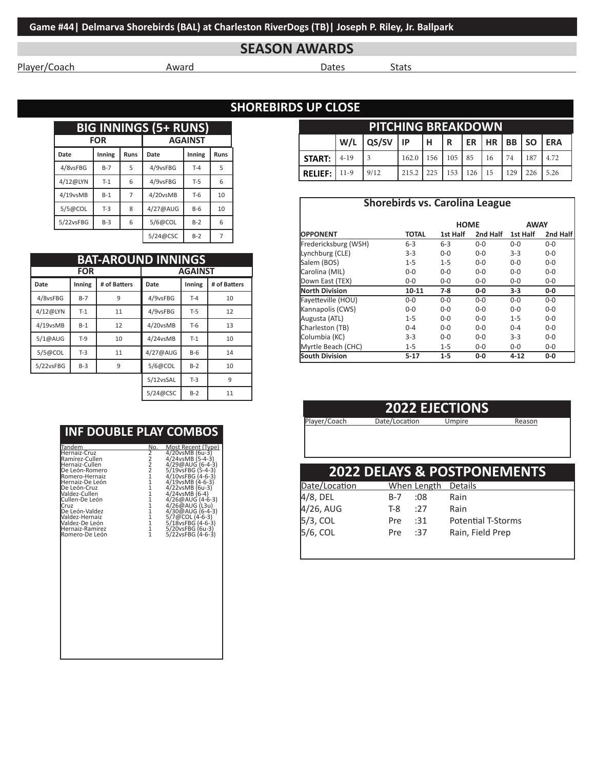## Game #44| Delmarva Shorebirds (BAL) at Charleston RiverDogs (TB)| Joseph P. Riley, Jr. Ballpark

## SEASON AWARDS

| Player/Coach | Award | Dates | Stats |
|---|---|---|---|

## SHOREBIRDS UP CLOSE

### BIG INNINGS (5+ RUNS)

| FOR | | | AGAINST | | |
|---|---|---|---|---|---|
| Date | Inning | Runs | Date | Inning | Runs |
| 4/8vsFBG | B-7 | 5 | 4/9vsFBG | T-4 | 5 |
| 4/12@LYN | T-1 | 6 | 4/9vsFBG | T-5 | 6 |
| 4/19vsMB | B-1 | 7 | 4/20vsMB | T-6 | 10 |
| 5/5@COL | T-3 | 8 | 4/27@AUG | B-6 | 10 |
| 5/22vsFBG | B-3 | 6 | 5/6@COL | B-2 | 6 |
| | | | 5/24@CSC | B-2 | 7 |

### PITCHING BREAKDOWN

| | W/L | QS/SV | IP | H | R | ER | HR | BB | SO | ERA |
|---|---|---|---|---|---|---|---|---|---|---|
| START: | 4-19 | 3 | 162.0 | 156 | 105 | 85 | 16 | 74 | 187 | 4.72 |
| RELIEF: | 11-9 | 9/12 | 215.2 | 225 | 153 | 126 | 15 | 129 | 226 | 5.26 |

### BAT-AROUND INNINGS

| FOR | | | AGAINST | | |
|---|---|---|---|---|---|
| Date | Inning | # of Batters | Date | Inning | # of Batters |
| 4/8vsFBG | B-7 | 9 | 4/9vsFBG | T-4 | 10 |
| 4/12@LYN | T-1 | 11 | 4/9vsFBG | T-5 | 12 |
| 4/19vsMB | B-1 | 12 | 4/20vsMB | T-6 | 13 |
| 5/1@AUG | T-9 | 10 | 4/24vsMB | T-1 | 10 |
| 5/5@COL | T-3 | 11 | 4/27@AUG | B-6 | 14 |
| 5/22vsFBG | B-3 | 9 | 5/6@COL | B-2 | 10 |
| | | | 5/12vsSAL | T-3 | 9 |
| | | | 5/24@CSC | B-2 | 11 |

### Shorebirds vs. Carolina League

| | | HOME | | AWAY | |
|---|---|---|---|---|---|
| OPPONENT | TOTAL | 1st Half | 2nd Half | 1st Half | 2nd Half |
| Fredericksburg (WSH) | 6-3 | 6-3 | 0-0 | 0-0 | 0-0 |
| Lynchburg (CLE) | 3-3 | 0-0 | 0-0 | 3-3 | 0-0 |
| Salem (BOS) | 1-5 | 1-5 | 0-0 | 0-0 | 0-0 |
| Carolina (MIL) | 0-0 | 0-0 | 0-0 | 0-0 | 0-0 |
| Down East (TEX) | 0-0 | 0-0 | 0-0 | 0-0 | 0-0 |
| **North Division** | **10-11** | **7-8** | **0-0** | **3-3** | **0-0** |
| Fayetteville (HOU) | 0-0 | 0-0 | 0-0 | 0-0 | 0-0 |
| Kannapolis (CWS) | 0-0 | 0-0 | 0-0 | 0-0 | 0-0 |
| Augusta (ATL) | 1-5 | 0-0 | 0-0 | 1-5 | 0-0 |
| Charleston (TB) | 0-4 | 0-0 | 0-0 | 0-4 | 0-0 |
| Columbia (KC) | 3-3 | 0-0 | 0-0 | 3-3 | 0-0 |
| Myrtle Beach (CHC) | 1-5 | 1-5 | 0-0 | 0-0 | 0-0 |
| **South Division** | **5-17** | **1-5** | **0-0** | **4-12** | **0-0** |

### INF DOUBLE PLAY COMBOS

| Tandem | No. | Most Recent (Type) |
|---|---|---|
| Hernaiz-Cruz | 2 | 4/20vsMB (6u-3) |
| Ramírez-Cullen | 2 | 4/24vsMB (5-4-3) |
| Hernaiz-Cullen | 2 | 4/29@AUG (6-4-3) |
| De León-Romero | 2 | 5/19vsFBG (5-4-3) |
| Romero-Hernaiz | 1 | 4/10vsFBG (4-6-3) |
| Hernaiz-De León | 1 | 4/19vsMB (4-6-3) |
| De León-Cruz | 1 | 4/22vsMB (6u-3) |
| Valdez-Cullen | 1 | 4/24vsMB (6-4) |
| Cullen-De León | 1 | 4/26@AUG (4-6-3) |
| Cruz | 1 | 4/26@AUG (L3u) |
| De León-Valdez | 1 | 4/30@AUG (6-4-3) |
| Valdez-Hernaiz | 1 | 5/7@COL (4-6-3) |
| Valdez-De León | 1 | 5/18vsFBG (4-6-3) |
| Hernaiz-Ramirez | 1 | 5/20vsFBG (6u-3) |
| Romero-De León | 1 | 5/22vsFBG (4-6-3) |

### 2022 EJECTIONS

| Player/Coach | Date/Location | Umpire | Reason |
|---|---|---|---|

### 2022 DELAYS & POSTPONEMENTS

| Date/Location | When | Length | Details |
|---|---|---|---|
| 4/8, DEL | B-7 | :08 | Rain |
| 4/26, AUG | T-8 | :27 | Rain |
| 5/3, COL | Pre | :31 | Potential T-Storms |
| 5/6, COL | Pre | :37 | Rain, Field Prep |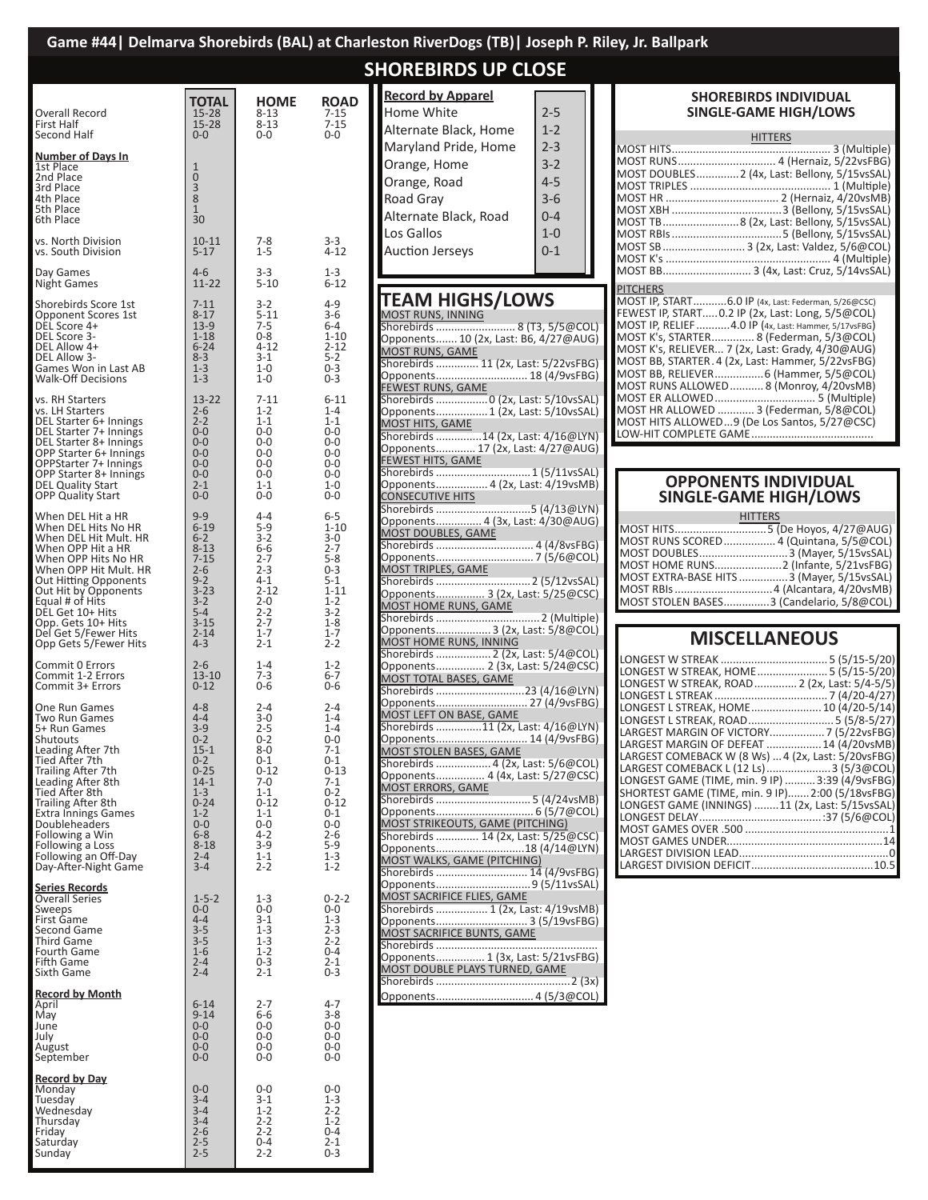# Game #44| Delmarva Shorebirds (BAL) at Charleston RiverDogs (TB)| Joseph P. Riley, Jr. Ballpark

## SHOREBIRDS UP CLOSE

| | TOTAL | HOME | ROAD |
|---|---|---|---|
| Overall Record | 15-28 | 8-13 | 7-15 |
| First Half | 15-28 | 8-13 | 7-15 |
| Second Half | 0-0 | 0-0 | 0-0 |
| **Number of Days In** | | | |
| 1st Place | 1 | | |
| 2nd Place | 0 | | |
| 3rd Place | 3 | | |
| 4th Place | 8 | | |
| 5th Place | 1 | | |
| 6th Place | 30 | | |
| vs. North Division | 10-11 | 7-8 | 3-3 |
| vs. South Division | 5-17 | 1-5 | 4-12 |
| Day Games | 4-6 | 3-3 | 1-3 |
| Night Games | 11-22 | 5-10 | 6-12 |
| Shorebirds Score 1st | 7-11 | 3-2 | 4-9 |
| Opponent Scores 1st | 8-17 | 5-11 | 3-6 |
| DEL Score 4+ | 13-9 | 7-5 | 6-4 |
| DEL Score 3- | 1-18 | 0-8 | 1-10 |
| DEL Allow 4+ | 6-24 | 4-12 | 2-12 |
| DEL Allow 3- | 8-3 | 3-1 | 5-2 |
| Games Won in Last AB | 1-3 | 1-0 | 0-3 |
| Walk-Off Decisions | 1-3 | 1-0 | 0-3 |
| vs. RH Starters | 13-22 | 7-11 | 6-11 |
| vs. LH Starters | 2-6 | 1-2 | 1-4 |
| DEL Starter 6+ Innings | 2-2 | 1-1 | 1-1 |
| DEL Starter 7+ Innings | 0-0 | 0-0 | 0-0 |
| DEL Starter 8+ Innings | 0-0 | 0-0 | 0-0 |
| OPP Starter 6+ Innings | 0-0 | 0-0 | 0-0 |
| OPPStarter 7+ Innings | 0-0 | 0-0 | 0-0 |
| OPP Starter 8+ Innings | 0-0 | 0-0 | 0-0 |
| DEL Quality Start | 2-1 | 1-1 | 1-0 |
| OPP Quality Start | 0-0 | 0-0 | 0-0 |
| When DEL Hit a HR | 9-9 | 4-4 | 6-5 |
| When DEL Hits No HR | 6-19 | 5-9 | 1-10 |
| When DEL Hit Mult. HR | 6-2 | 3-2 | 3-0 |
| When OPP Hit a HR | 8-13 | 6-6 | 2-7 |
| When OPP Hits No HR | 7-15 | 2-7 | 5-8 |
| When OPP Hit Mult. HR | 2-6 | 2-3 | 0-3 |
| Out Hitting Opponents | 9-2 | 4-1 | 5-1 |
| Out Hit by Opponents | 3-23 | 2-12 | 1-11 |
| Equal # of Hits | 3-2 | 2-0 | 1-2 |
| DEL Get 10+ Hits | 5-4 | 2-2 | 3-2 |
| Opp. Gets 10+ Hits | 3-15 | 2-7 | 1-8 |
| Del Get 5/Fewer Hits | 2-14 | 1-7 | 1-7 |
| Opp Gets 5/Fewer Hits | 4-3 | 2-1 | 2-2 |
| Commit 0 Errors | 2-6 | 1-4 | 1-2 |
| Commit 1-2 Errors | 13-10 | 7-3 | 6-7 |
| Commit 3+ Errors | 0-12 | 0-6 | 0-6 |
| One Run Games | 4-8 | 2-4 | 2-4 |
| Two Run Games | 4-4 | 3-0 | 1-4 |
| 5+ Run Games | 3-9 | 2-5 | 1-4 |
| Shutouts | 0-2 | 0-2 | 0-0 |
| Leading After 7th | 15-1 | 8-0 | 7-1 |
| Tied After 7th | 0-2 | 0-1 | 0-1 |
| Trailing After 7th | 0-25 | 0-12 | 0-13 |
| Leading After 8th | 14-1 | 7-0 | 7-1 |
| Tied After 8th | 1-3 | 1-1 | 0-2 |
| Trailing After 8th | 0-24 | 0-12 | 0-12 |
| Extra Innings Games | 1-2 | 1-1 | 0-1 |
| Doubleheaders | 0-0 | 0-0 | 0-0 |
| Following a Win | 6-8 | 4-2 | 2-6 |
| Following a Loss | 8-18 | 3-9 | 5-9 |
| Following an Off-Day | 2-4 | 1-1 | 1-3 |
| Day-After-Night Game | 3-4 | 2-2 | 1-2 |
| **Series Records** | | | |
| Overall Series | 1-5-2 | 1-3 | 0-2-2 |
| Sweeps | 0-0 | 0-0 | 0-0 |
| First Game | 4-4 | 3-1 | 1-3 |
| Second Game | 3-5 | 1-3 | 2-3 |
| Third Game | 3-5 | 1-3 | 2-2 |
| Fourth Game | 1-6 | 1-2 | 0-4 |
| Fifth Game | 2-4 | 0-3 | 2-1 |
| Sixth Game | 2-4 | 2-1 | 0-3 |
| **Record by Month** | | | |
| April | 6-14 | 2-7 | 4-7 |
| May | 9-14 | 6-6 | 3-8 |
| June | 0-0 | 0-0 | 0-0 |
| July | 0-0 | 0-0 | 0-0 |
| August | 0-0 | 0-0 | 0-0 |
| September | 0-0 | 0-0 | 0-0 |
| **Record by Day** | | | |
| Monday | 0-0 | 0-0 | 0-0 |
| Tuesday | 3-4 | 3-1 | 1-3 |
| Wednesday | 3-4 | 1-2 | 2-2 |
| Thursday | 3-4 | 2-2 | 1-2 |
| Friday | 2-6 | 2-2 | 0-4 |
| Saturday | 2-5 | 0-4 | 2-1 |
| Sunday | 2-5 | 2-2 | 0-3 |

| Record by Apparel | |
|---|---|
| Home White | 2-5 |
| Alternate Black, Home | 1-2 |
| Maryland Pride, Home | 2-3 |
| Orange, Home | 3-2 |
| Orange, Road | 4-5 |
| Road Gray | 3-6 |
| Alternate Black, Road | 0-4 |
| Los Gallos | 1-0 |
| Auction Jerseys | 0-1 |

## TEAM HIGHS/LOWS

**MOST RUNS, INNING**
Shorebirds .......................... 8 (T3, 5/5@COL)
Opponents....... 10 (2x, Last: B6, 4/27@AUG)

**MOST RUNS, GAME**
Shorebirds .............. 11 (2x, Last: 5/22vsFBG)
Opponents.............................. 18 (4/9vsFBG)

**FEWEST RUNS, GAME**
Shorebirds ................ 0 (2x, Last: 5/10vsSAL)
Opponents.................1 (2x, Last: 5/10vsSAL)

**MOST HITS, GAME**
Shorebirds ...............14 (2x, Last: 4/16@LYN)
Opponents............ 17 (2x, Last: 4/27@AUG)

**FEWEST HITS, GAME**
Shorebirds .............................. 1 (5/11vsSAL)
Opponents................. 4 (2x, Last: 4/19vsMB)

**CONSECUTIVE HITS**
Shorebirds ...............................5 (4/13@LYN)
Opponents............... 4 (3x, Last: 4/30@AUG)

**MOST DOUBLES, GAME**
Shorebirds ................................ 4 (4/8vsFBG)
Opponents................................ 7 (5/6@COL)

**MOST TRIPLES, GAME**
Shorebirds ............................... 2 (5/12vsSAL)
Opponents................ 3 (2x, Last: 5/25@CSC)

**MOST HOME RUNS, GAME**
Shorebirds .................................. 2 (Multiple)
Opponents.................. 3 (2x, Last: 5/8@COL)

**MOST HOME RUNS, INNING**
Shorebirds .................. 2 (2x, Last: 5/4@COL)
Opponents................ 2 (3x, Last: 5/24@CSC)

**MOST TOTAL BASES, GAME**
Shorebirds ............................23 (4/16@LYN)
Opponents.............................. 27 (4/9vsFBG)

**MOST LEFT ON BASE, GAME**
Shorebirds ...............11 (2x, Last: 4/16@LYN)
Opponents.............................. 14 (4/9vsFBG)

**MOST STOLEN BASES, GAME**
Shorebirds .................. 4 (2x, Last: 5/6@COL)
Opponents................ 4 (4x, Last: 5/27@CSC)

**MOST ERRORS, GAME**
Shorebirds ............................... 5 (4/24vsMB)
Opponents................................ 6 (5/7@COL)

**MOST STRIKEOUTS, GAME (PITCHING)**
Shorebirds .............. 14 (2x, Last: 5/25@CSC)
Opponents.............................18 (4/14@LYN)

**MOST WALKS, GAME (PITCHING)**
Shorebirds .............................. 14 (4/9vsFBG)
Opponents............................... 9 (5/11vsSAL)

**MOST SACRIFICE FLIES, GAME**
Shorebirds ................. 1 (2x, Last: 4/19vsMB)
Opponents.............................. 3 (5/19vsFBG)

**MOST SACRIFICE BUNTS, GAME**
Shorebirds .....................................................
Opponents................ 1 (3x, Last: 5/21vsFBG)

**MOST DOUBLE PLAYS TURNED, GAME**
Shorebirds ...........................................2 (3x)
Opponents................................ 4 (5/3@COL)

## SHOREBIRDS INDIVIDUAL SINGLE-GAME HIGH/LOWS

**HITTERS**

MOST HITS.................................................... 3 (Multiple)
MOST RUNS................................ 4 (Hernaiz, 5/22vsFBG)
MOST DOUBLES.............2 (4x, Last: Bellony, 5/15vsSAL)
MOST TRIPLES ............................................. 1 (Multiple)
MOST HR ..................................... 2 (Hernaiz, 4/20vsMB)
MOST XBH ....................................3 (Bellony, 5/15vsSAL)
MOST TB.........................8 (2x, Last: Bellony, 5/15vsSAL)
MOST RBIs ....................................5 (Bellony, 5/15vsSAL)
MOST SB ........................... 3 (2x, Last: Valdez, 5/6@COL)
MOST K's ..................................................... 4 (Multiple)
MOST BB............................. 3 (4x, Last: Cruz, 5/14vsSAL)

**PITCHERS**

MOST IP, START...........6.0 IP (4x, Last: Federman, 5/26@CSC)
FEWEST IP, START.....0.2 IP (2x, Last: Long, 5/5@COL)
MOST IP, RELIEF ...........4.0 IP (4x, Last: Hammer, 5/17vsFBG)
MOST K's, STARTER.............. 8 (Federman, 5/3@COL)
MOST K's, RELIEVER... 7 (2x, Last: Grady, 4/30@AUG)
MOST BB, STARTER. 4 (2x, Last: Hammer, 5/22vsFBG)
MOST BB, RELIEVER................6 (Hammer, 5/5@COL)
MOST RUNS ALLOWED........... 8 (Monroy, 4/20vsMB)
MOST ER ALLOWED ................................. 5 (Multiple)
MOST HR ALLOWED ............ 3 (Federman, 5/8@COL)
MOST HITS ALLOWED...9 (De Los Santos, 5/27@CSC)
LOW-HIT COMPLETE GAME........................................

## OPPONENTS INDIVIDUAL SINGLE-GAME HIGH/LOWS

**HITTERS**

MOST HITS..............................5 (De Hoyos, 4/27@AUG)
MOST RUNS SCORED ................. 4 (Quintana, 5/5@COL)
MOST DOUBLES............................. 3 (Mayer, 5/15vsSAL)
MOST HOME RUNS...................... 2 (Infante, 5/21vsFBG)
MOST EXTRA-BASE HITS ................ 3 (Mayer, 5/15vsSAL)
MOST RBIs ................................. 4 (Alcantara, 4/20vsMB)
MOST STOLEN BASES...............3 (Candelario, 5/8@COL)

## MISCELLANEOUS

LONGEST W STREAK ................................... 5 (5/15-5/20)
LONGEST W STREAK, HOME....................... 5 (5/15-5/20)
LONGEST W STREAK, ROAD............. 2 (2x, Last: 5/4-5/5)
LONGEST L STREAK .................................... 7 (4/20-4/27)
LONGEST L STREAK, HOME....................... 10 (4/20-5/14)
LONGEST L STREAK, ROAD............................ 5 (5/8-5/27)
LARGEST MARGIN OF VICTORY.................. 7 (5/22vsFBG)
LARGEST MARGIN OF DEFEAT .................. 14 (4/20vsMB)
LARGEST COMEBACK W (8 Ws) ... 4 (2x, Last: 5/20vsFBG)
LARGEST COMEBACK L (12 Ls)..................... 3 (5/3@COL)
LONGEST GAME (TIME, min. 9 IP) .......... 3:39 (4/9vsFBG)
SHORTEST GAME (TIME, min. 9 IP)....... 2:00 (5/18vsFBG)
LONGEST GAME (INNINGS) ........11 (2x, Last: 5/15vsSAL)
LONGEST DELAY........................................:37 (5/6@COL)
MOST GAMES OVER .500 ...............................................1
MOST GAMES UNDER...................................................14
LARGEST DIVISION LEAD.................................................0
LARGEST DIVISION DEFICIT........................................10.5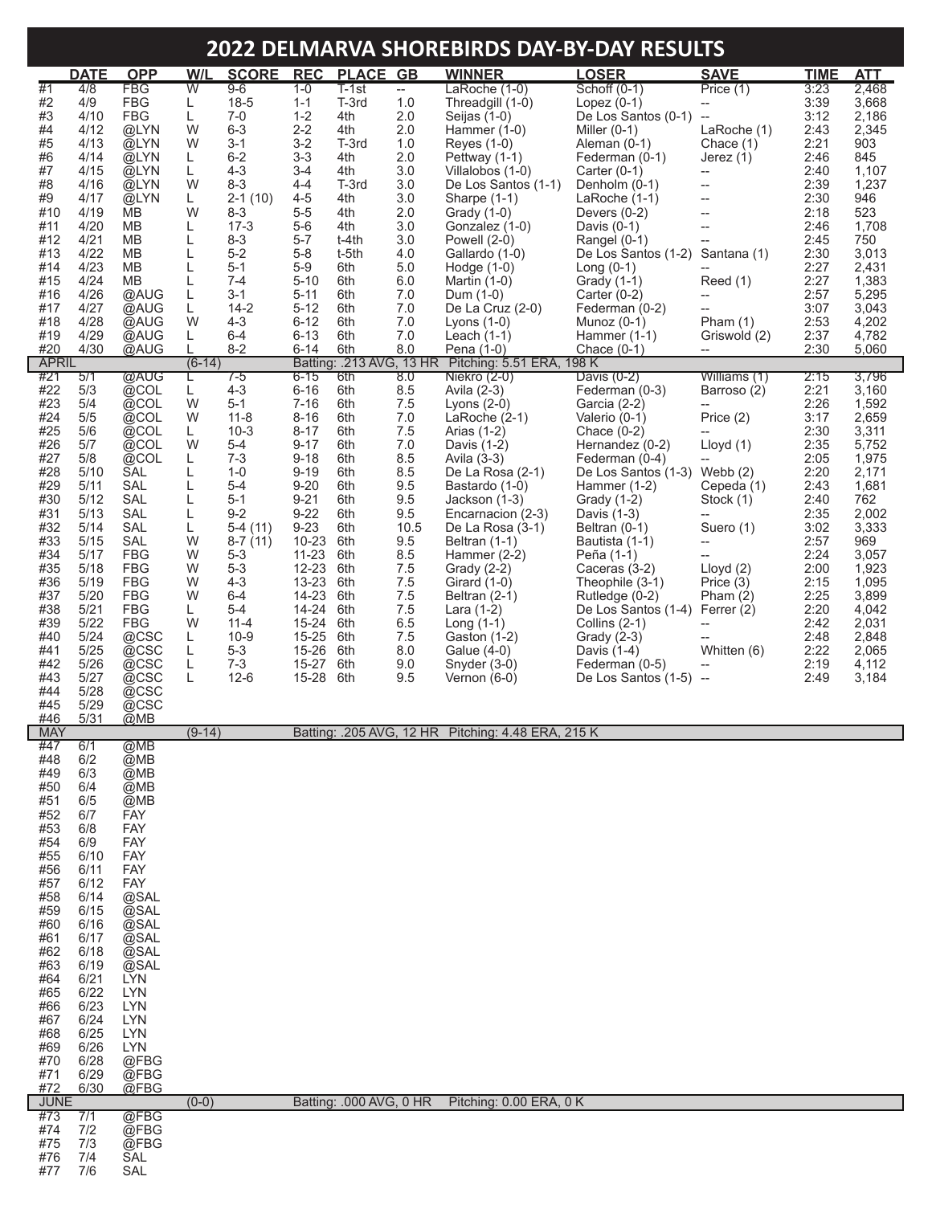# 2022 DELMARVA SHOREBIRDS DAY-BY-DAY RESULTS

| | DATE | OPP | W/L | SCORE | REC | PLACE | GB | WINNER | LOSER | SAVE | TIME | ATT |
|---|---|---|---|---|---|---|---|---|---|---|---|---|
| #1 | 4/8 | FBG | W | 9-6 | 1-0 | T-1st | -- | LaRoche (1-0) | Schoff (0-1) | Price (1) | 3:23 | 2,468 |
| #2 | 4/9 | FBG | L | 18-5 | 1-1 | T-3rd | 1.0 | Threadgill (1-0) | Lopez (0-1) | -- | 3:39 | 3,668 |
| #3 | 4/10 | FBG | L | 7-0 | 1-2 | 4th | 2.0 | Seijas (1-0) | De Los Santos (0-1) | -- | 3:12 | 2,186 |
| #4 | 4/12 | @LYN | W | 6-3 | 2-2 | 4th | 2.0 | Hammer (1-0) | Miller (0-1) | LaRoche (1) | 2:43 | 2,345 |
| #5 | 4/13 | @LYN | W | 3-1 | 3-2 | T-3rd | 1.0 | Reyes (1-0) | Aleman (0-1) | Chace (1) | 2:21 | 903 |
| #6 | 4/14 | @LYN | L | 6-2 | 3-3 | 4th | 2.0 | Pettway (1-1) | Federman (0-1) | Jerez (1) | 2:46 | 845 |
| #7 | 4/15 | @LYN | L | 4-3 | 3-4 | 4th | 3.0 | Villalobos (1-0) | Carter (0-1) | -- | 2:40 | 1,107 |
| #8 | 4/16 | @LYN | W | 8-3 | 4-4 | T-3rd | 3.0 | De Los Santos (1-1) | Denholm (0-1) | -- | 2:39 | 1,237 |
| #9 | 4/17 | @LYN | L | 2-1 (10) | 4-5 | 4th | 3.0 | Sharpe (1-1) | LaRoche (1-1) | -- | 2:30 | 946 |
| #10 | 4/19 | MB | W | 8-3 | 5-5 | 4th | 2.0 | Grady (1-0) | Devers (0-2) | -- | 2:18 | 523 |
| #11 | 4/20 | MB | L | 17-3 | 5-6 | 4th | 3.0 | Gonzalez (1-0) | Davis (0-1) | -- | 2:46 | 1,708 |
| #12 | 4/21 | MB | L | 8-3 | 5-7 | t-4th | 3.0 | Powell (2-0) | Rangel (0-1) | -- | 2:45 | 750 |
| #13 | 4/22 | MB | L | 5-2 | 5-8 | t-5th | 4.0 | Gallardo (1-0) | De Los Santos (1-2) | Santana (1) | 2:30 | 3,013 |
| #14 | 4/23 | MB | L | 5-1 | 5-9 | 6th | 5.0 | Hodge (1-0) | Long (0-1) | -- | 2:27 | 2,431 |
| #15 | 4/24 | MB | L | 7-4 | 5-10 | 6th | 6.0 | Martin (1-0) | Grady (1-1) | Reed (1) | 2:27 | 1,383 |
| #16 | 4/26 | @AUG | L | 3-1 | 5-11 | 6th | 7.0 | Dum (1-0) | Carter (0-2) | -- | 2:57 | 5,295 |
| #17 | 4/27 | @AUG | L | 14-2 | 5-12 | 6th | 7.0 | De La Cruz (2-0) | Federman (0-2) | -- | 3:07 | 3,043 |
| #18 | 4/28 | @AUG | W | 4-3 | 6-12 | 6th | 7.0 | Lyons (1-0) | Munoz (0-1) | Pham (1) | 2:53 | 4,202 |
| #19 | 4/29 | @AUG | L | 6-4 | 6-13 | 6th | 7.0 | Leach (1-1) | Hammer (1-1) | Griswold (2) | 2:37 | 4,782 |
| #20 | 4/30 | @AUG | L | 8-2 | 6-14 | 6th | 8.0 | Pena (1-0) | Chace (0-1) | -- | 2:30 | 5,060 |
| APRIL | | | (6-14) | | | Batting: .213 AVG, 13 HR | | Pitching: 5.51 ERA, 198 K | | | | |
| #21 | 5/1 | @AUG | L | 7-5 | 6-15 | 6th | 8.0 | Niekro (2-0) | Davis (0-2) | Williams (1) | 2:15 | 3,796 |
| #22 | 5/3 | @COL | L | 4-3 | 6-16 | 6th | 8.5 | Avila (2-3) | Federman (0-3) | Barroso (2) | 2:21 | 3,160 |
| #23 | 5/4 | @COL | W | 5-1 | 7-16 | 6th | 7.5 | Lyons (2-0) | Garcia (2-2) | -- | 2:26 | 1,592 |
| #24 | 5/5 | @COL | W | 11-8 | 8-16 | 6th | 7.0 | LaRoche (2-1) | Valerio (0-1) | Price (2) | 3:17 | 2,659 |
| #25 | 5/6 | @COL | L | 10-3 | 8-17 | 6th | 7.5 | Arias (1-2) | Chace (0-2) | -- | 2:30 | 3,311 |
| #26 | 5/7 | @COL | W | 5-4 | 9-17 | 6th | 7.0 | Davis (1-2) | Hernandez (0-2) | Lloyd (1) | 2:35 | 5,752 |
| #27 | 5/8 | @COL | L | 7-3 | 9-18 | 6th | 8.5 | Avila (3-3) | Federman (0-4) | -- | 2:05 | 1,975 |
| #28 | 5/10 | SAL | L | 1-0 | 9-19 | 6th | 8.5 | De La Rosa (2-1) | De Los Santos (1-3) | Webb (2) | 2:20 | 2,171 |
| #29 | 5/11 | SAL | L | 5-4 | 9-20 | 6th | 9.5 | Bastardo (1-0) | Hammer (1-2) | Cepeda (1) | 2:43 | 1,681 |
| #30 | 5/12 | SAL | L | 5-1 | 9-21 | 6th | 9.5 | Jackson (1-3) | Grady (1-2) | Stock (1) | 2:40 | 762 |
| #31 | 5/13 | SAL | L | 9-2 | 9-22 | 6th | 9.5 | Encarnacion (2-3) | Davis (1-3) | -- | 2:35 | 2,002 |
| #32 | 5/14 | SAL | L | 5-4 (11) | 9-23 | 6th | 10.5 | De La Rosa (3-1) | Beltran (0-1) | Suero (1) | 3:02 | 3,333 |
| #33 | 5/15 | SAL | W | 8-7 (11) | 10-23 | 6th | 9.5 | Beltran (1-1) | Bautista (1-1) | -- | 2:57 | 969 |
| #34 | 5/17 | FBG | W | 5-3 | 11-23 | 6th | 8.5 | Hammer (2-2) | Peña (1-1) | -- | 2:24 | 3,057 |
| #35 | 5/18 | FBG | W | 5-3 | 12-23 | 6th | 7.5 | Grady (2-2) | Caceras (3-2) | Lloyd (2) | 2:00 | 1,923 |
| #36 | 5/19 | FBG | W | 4-3 | 13-23 | 6th | 7.5 | Girard (1-0) | Theophile (3-1) | Price (3) | 2:15 | 1,095 |
| #37 | 5/20 | FBG | W | 6-4 | 14-23 | 6th | 7.5 | Beltran (2-1) | Rutledge (0-2) | Pham (2) | 2:25 | 3,899 |
| #38 | 5/21 | FBG | L | 5-4 | 14-24 | 6th | 7.5 | Lara (1-2) | De Los Santos (1-4) | Ferrer (2) | 2:20 | 4,042 |
| #39 | 5/22 | FBG | W | 11-4 | 15-24 | 6th | 6.5 | Long (1-1) | Collins (2-1) | -- | 2:42 | 2,031 |
| #40 | 5/24 | @CSC | L | 10-9 | 15-25 | 6th | 7.5 | Gaston (1-2) | Grady (2-3) | -- | 2:48 | 2,848 |
| #41 | 5/25 | @CSC | L | 5-3 | 15-26 | 6th | 8.0 | Galue (4-0) | Davis (1-4) | Whitten (6) | 2:22 | 2,065 |
| #42 | 5/26 | @CSC | L | 7-3 | 15-27 | 6th | 9.0 | Snyder (3-0) | Federman (0-5) | -- | 2:19 | 4,112 |
| #43 | 5/27 | @CSC | L | 12-6 | 15-28 | 6th | 9.5 | Vernon (6-0) | De Los Santos (1-5) | -- | 2:49 | 3,184 |
| #44 | 5/28 | @CSC | | | | | | | | | | |
| #45 | 5/29 | @CSC | | | | | | | | | | |
| #46 | 5/31 | @MB | | | | | | | | | | |
| MAY | | | (9-14) | | | Batting: .205 AVG, 12 HR | | Pitching: 4.48 ERA, 215 K | | | | |
| #47 | 6/1 | @MB | | | | | | | | | | |
| #48 | 6/2 | @MB | | | | | | | | | | |
| #49 | 6/3 | @MB | | | | | | | | | | |
| #50 | 6/4 | @MB | | | | | | | | | | |
| #51 | 6/5 | @MB | | | | | | | | | | |
| #52 | 6/7 | FAY | | | | | | | | | | |
| #53 | 6/8 | FAY | | | | | | | | | | |
| #54 | 6/9 | FAY | | | | | | | | | | |
| #55 | 6/10 | FAY | | | | | | | | | | |
| #56 | 6/11 | FAY | | | | | | | | | | |
| #57 | 6/12 | FAY | | | | | | | | | | |
| #58 | 6/14 | @SAL | | | | | | | | | | |
| #59 | 6/15 | @SAL | | | | | | | | | | |
| #60 | 6/16 | @SAL | | | | | | | | | | |
| #61 | 6/17 | @SAL | | | | | | | | | | |
| #62 | 6/18 | @SAL | | | | | | | | | | |
| #63 | 6/19 | @SAL | | | | | | | | | | |
| #64 | 6/21 | LYN | | | | | | | | | | |
| #65 | 6/22 | LYN | | | | | | | | | | |
| #66 | 6/23 | LYN | | | | | | | | | | |
| #67 | 6/24 | LYN | | | | | | | | | | |
| #68 | 6/25 | LYN | | | | | | | | | | |
| #69 | 6/26 | LYN | | | | | | | | | | |
| #70 | 6/28 | @FBG | | | | | | | | | | |
| #71 | 6/29 | @FBG | | | | | | | | | | |
| #72 | 6/30 | @FBG | | | | | | | | | | |
| JUNE | | | (0-0) | | | Batting: .000 AVG, 0 HR | | Pitching: 0.00 ERA, 0 K | | | | |
| #73 | 7/1 | @FBG | | | | | | | | | | |
| #74 | 7/2 | @FBG | | | | | | | | | | |
| #75 | 7/3 | @FBG | | | | | | | | | | |
| #76 | 7/4 | SAL | | | | | | | | | | |
| #77 | 7/6 | SAL | | | | | | | | | | |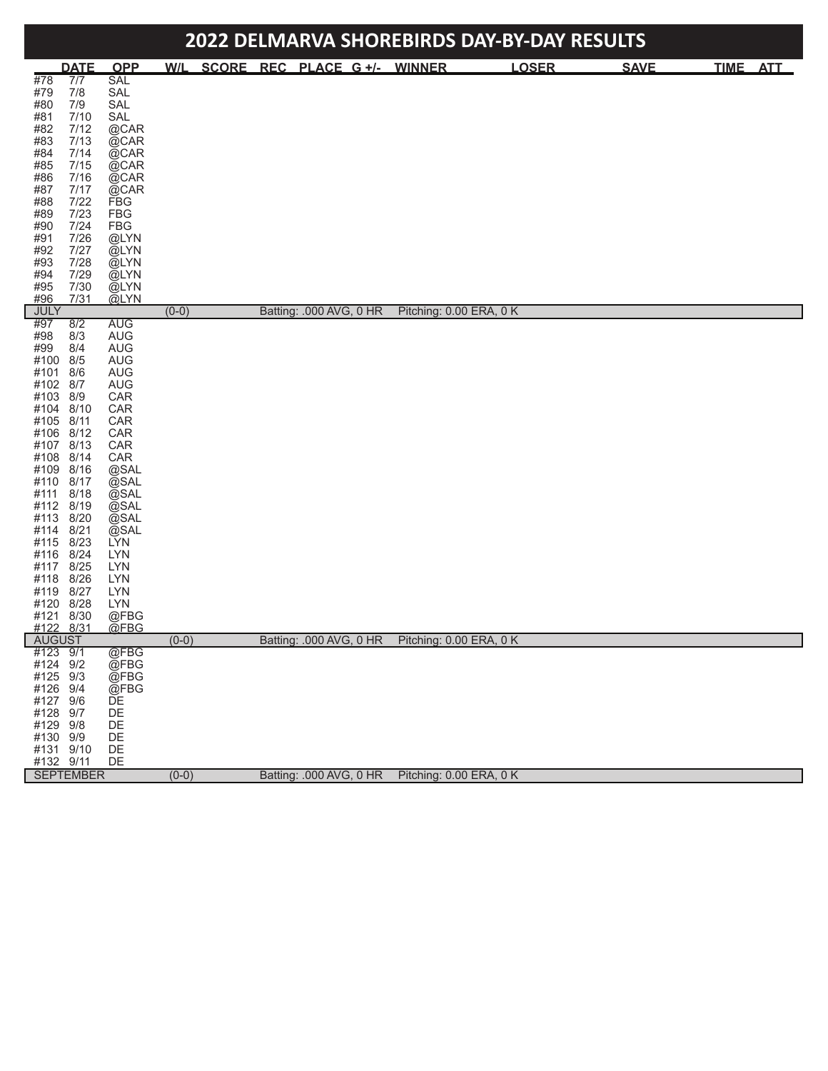# 2022 DELMARVA SHOREBIRDS DAY-BY-DAY RESULTS

| | DATE | OPP | W/L | SCORE | REC | PLACE | G +/- | WINNER | LOSER | SAVE | TIME | ATT |
|---|---|---|---|---|---|---|---|---|---|---|---|---|
| #78 | 7/7 | SAL | | | | | | | | | | |
| #79 | 7/8 | SAL | | | | | | | | | | |
| #80 | 7/9 | SAL | | | | | | | | | | |
| #81 | 7/10 | SAL | | | | | | | | | | |
| #82 | 7/12 | @CAR | | | | | | | | | | |
| #83 | 7/13 | @CAR | | | | | | | | | | |
| #84 | 7/14 | @CAR | | | | | | | | | | |
| #85 | 7/15 | @CAR | | | | | | | | | | |
| #86 | 7/16 | @CAR | | | | | | | | | | |
| #87 | 7/17 | @CAR | | | | | | | | | | |
| #88 | 7/22 | FBG | | | | | | | | | | |
| #89 | 7/23 | FBG | | | | | | | | | | |
| #90 | 7/24 | FBG | | | | | | | | | | |
| #91 | 7/26 | @LYN | | | | | | | | | | |
| #92 | 7/27 | @LYN | | | | | | | | | | |
| #93 | 7/28 | @LYN | | | | | | | | | | |
| #94 | 7/29 | @LYN | | | | | | | | | | |
| #95 | 7/30 | @LYN | | | | | | | | | | |
| #96 | 7/31 | @LYN | | | | | | | | | | |
| JULY | | | (0-0) | | Batting: .000 AVG, 0 HR | | | Pitching: 0.00 ERA, 0 K | | | | |
| #97 | 8/2 | AUG | | | | | | | | | | |
| #98 | 8/3 | AUG | | | | | | | | | | |
| #99 | 8/4 | AUG | | | | | | | | | | |
| #100 | 8/5 | AUG | | | | | | | | | | |
| #101 | 8/6 | AUG | | | | | | | | | | |
| #102 | 8/7 | AUG | | | | | | | | | | |
| #103 | 8/9 | CAR | | | | | | | | | | |
| #104 | 8/10 | CAR | | | | | | | | | | |
| #105 | 8/11 | CAR | | | | | | | | | | |
| #106 | 8/12 | CAR | | | | | | | | | | |
| #107 | 8/13 | CAR | | | | | | | | | | |
| #108 | 8/14 | CAR | | | | | | | | | | |
| #109 | 8/16 | @SAL | | | | | | | | | | |
| #110 | 8/17 | @SAL | | | | | | | | | | |
| #111 | 8/18 | @SAL | | | | | | | | | | |
| #112 | 8/19 | @SAL | | | | | | | | | | |
| #113 | 8/20 | @SAL | | | | | | | | | | |
| #114 | 8/21 | @SAL | | | | | | | | | | |
| #115 | 8/23 | LYN | | | | | | | | | | |
| #116 | 8/24 | LYN | | | | | | | | | | |
| #117 | 8/25 | LYN | | | | | | | | | | |
| #118 | 8/26 | LYN | | | | | | | | | | |
| #119 | 8/27 | LYN | | | | | | | | | | |
| #120 | 8/28 | LYN | | | | | | | | | | |
| #121 | 8/30 | @FBG | | | | | | | | | | |
| #122 | 8/31 | @FBG | | | | | | | | | | |
| AUGUST | | | (0-0) | | Batting: .000 AVG, 0 HR | | | Pitching: 0.00 ERA, 0 K | | | | |
| #123 | 9/1 | @FBG | | | | | | | | | | |
| #124 | 9/2 | @FBG | | | | | | | | | | |
| #125 | 9/3 | @FBG | | | | | | | | | | |
| #126 | 9/4 | @FBG | | | | | | | | | | |
| #127 | 9/6 | DE | | | | | | | | | | |
| #128 | 9/7 | DE | | | | | | | | | | |
| #129 | 9/8 | DE | | | | | | | | | | |
| #130 | 9/9 | DE | | | | | | | | | | |
| #131 | 9/10 | DE | | | | | | | | | | |
| #132 | 9/11 | DE | | | | | | | | | | |
| SEPTEMBER | | | (0-0) | | Batting: .000 AVG, 0 HR | | | Pitching: 0.00 ERA, 0 K | | | | |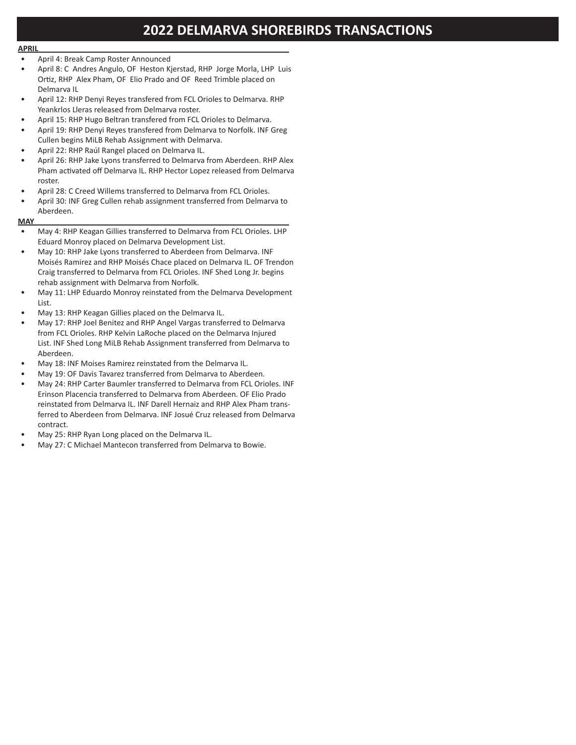# 2022 DELMARVA SHOREBIRDS TRANSACTIONS

**APRIL**

- April 4: Break Camp Roster Announced
- April 8: C Andres Angulo, OF Heston Kjerstad, RHP Jorge Morla, LHP Luis Ortiz, RHP Alex Pham, OF Elio Prado and OF Reed Trimble placed on Delmarva IL
- April 12: RHP Denyi Reyes transfered from FCL Orioles to Delmarva. RHP Yeankrlos Lleras released from Delmarva roster.
- April 15: RHP Hugo Beltran transfered from FCL Orioles to Delmarva.
- April 19: RHP Denyi Reyes transfered from Delmarva to Norfolk. INF Greg Cullen begins MiLB Rehab Assignment with Delmarva.
- April 22: RHP Raúl Rangel placed on Delmarva IL.
- April 26: RHP Jake Lyons transferred to Delmarva from Aberdeen. RHP Alex Pham activated off Delmarva IL. RHP Hector Lopez released from Delmarva roster.
- April 28: C Creed Willems transferred to Delmarva from FCL Orioles.
- April 30: INF Greg Cullen rehab assignment transferred from Delmarva to Aberdeen.

**MAY**

- May 4: RHP Keagan Gillies transferred to Delmarva from FCL Orioles. LHP Eduard Monroy placed on Delmarva Development List.
- May 10: RHP Jake Lyons transferred to Aberdeen from Delmarva. INF Moisés Ramirez and RHP Moisés Chace placed on Delmarva IL. OF Trendon Craig transferred to Delmarva from FCL Orioles. INF Shed Long Jr. begins rehab assignment with Delmarva from Norfolk.
- May 11: LHP Eduardo Monroy reinstated from the Delmarva Development List.
- May 13: RHP Keagan Gillies placed on the Delmarva IL.
- May 17: RHP Joel Benitez and RHP Angel Vargas transferred to Delmarva from FCL Orioles. RHP Kelvin LaRoche placed on the Delmarva Injured List. INF Shed Long MiLB Rehab Assignment transferred from Delmarva to Aberdeen.
- May 18: INF Moises Ramirez reinstated from the Delmarva IL.
- May 19: OF Davis Tavarez transferred from Delmarva to Aberdeen.
- May 24: RHP Carter Baumler transferred to Delmarva from FCL Orioles. INF Erinson Placencia transferred to Delmarva from Aberdeen. OF Elio Prado reinstated from Delmarva IL. INF Darell Hernaiz and RHP Alex Pham transferred to Aberdeen from Delmarva. INF Josué Cruz released from Delmarva contract.
- May 25: RHP Ryan Long placed on the Delmarva IL.
- May 27: C Michael Mantecon transferred from Delmarva to Bowie.